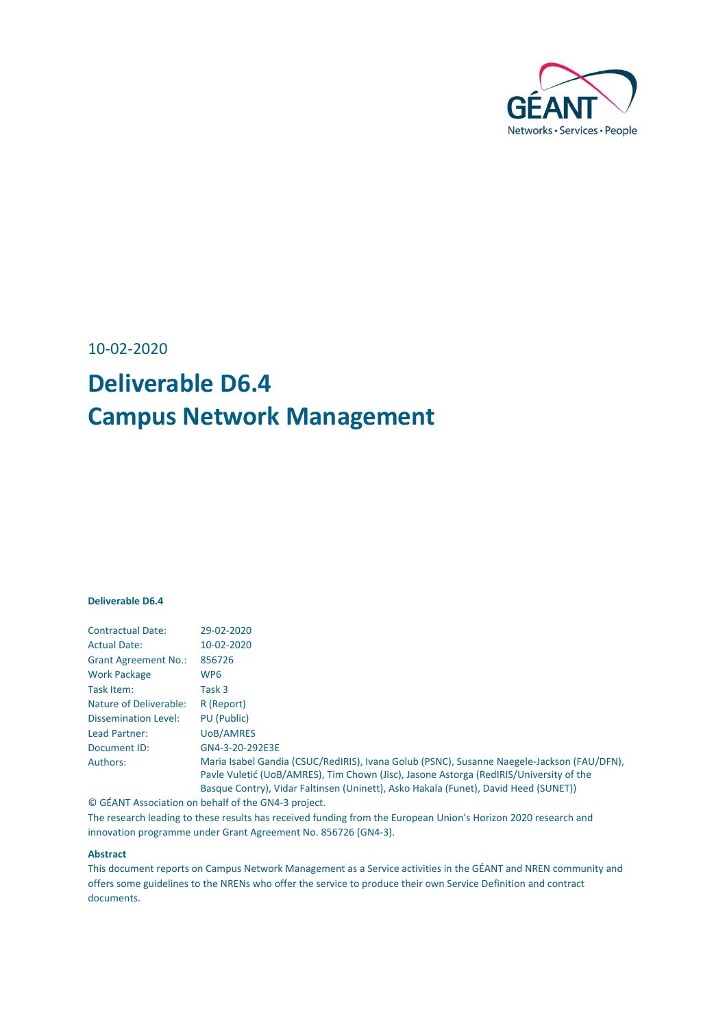10-02-2020

# Deliverable D6.4
# Campus Network Management

**Deliverable D6.4**

| | |
|---|---|
| Contractual Date: | 29-02-2020 |
| Actual Date: | 10-02-2020 |
| Grant Agreement No.: | 856726 |
| Work Package | WP6 |
| Task Item: | Task 3 |
| Nature of Deliverable: | R (Report) |
| Dissemination Level: | PU (Public) |
| Lead Partner: | UoB/AMRES |
| Document ID: | GN4-3-20-292E3E |
| Authors: | Maria Isabel Gandia (CSUC/RedIRIS), Ivana Golub (PSNC), Susanne Naegele-Jackson (FAU/DFN), Pavle Vuletić (UoB/AMRES), Tim Chown (Jisc), Jasone Astorga (RedIRIS/University of the Basque Contry), Vidar Faltinsen (Uninett), Asko Hakala (Funet), David Heed (SUNET)) |

© GÉANT Association on behalf of the GN4-3 project.

The research leading to these results has received funding from the European Union's Horizon 2020 research and innovation programme under Grant Agreement No. 856726 (GN4-3).

**Abstract**

This document reports on Campus Network Management as a Service activities in the GÉANT and NREN community and offers some guidelines to the NRENs who offer the service to produce their own Service Definition and contract documents.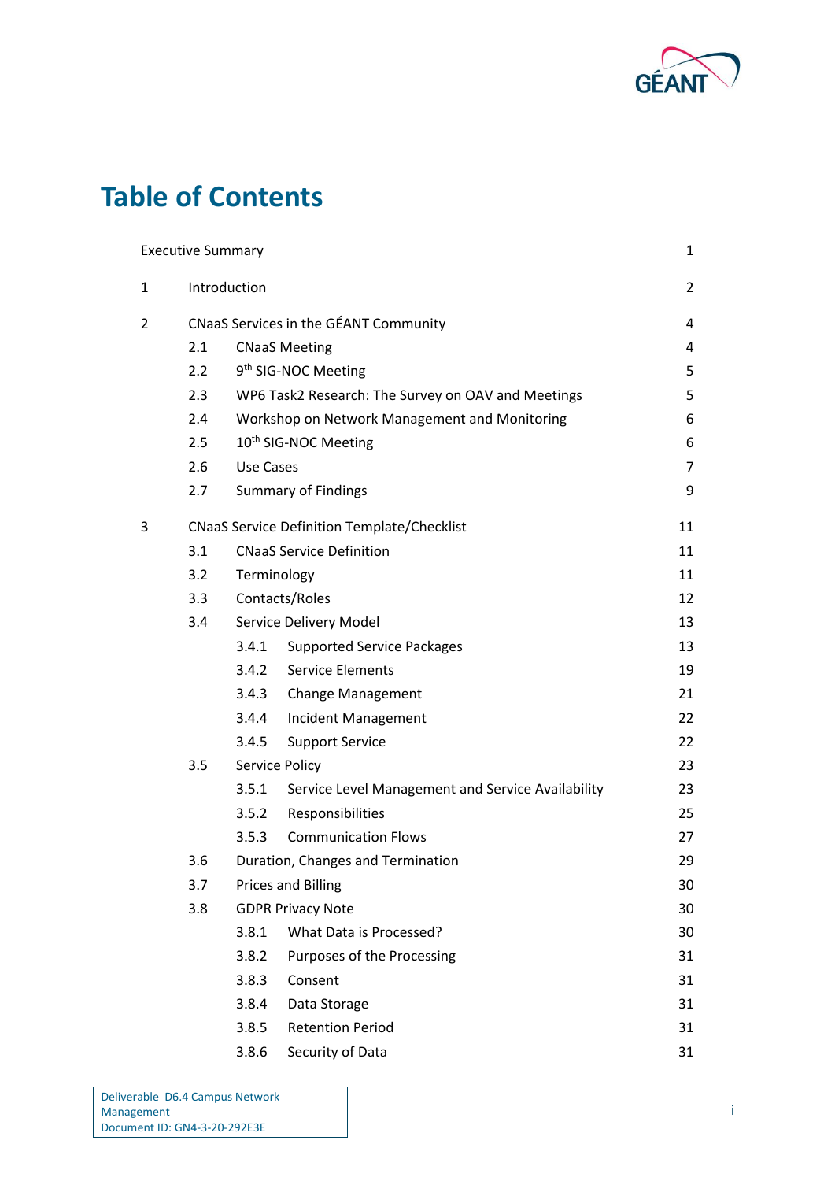# Table of Contents

| | | | |
|---|---|---|---|
| Executive Summary | | | 1 |
| 1 | Introduction | | 2 |
| 2 | CNaaS Services in the GÉANT Community | | 4 |
| | 2.1 | CNaaS Meeting | 4 |
| | 2.2 | 9th SIG-NOC Meeting | 5 |
| | 2.3 | WP6 Task2 Research: The Survey on OAV and Meetings | 5 |
| | 2.4 | Workshop on Network Management and Monitoring | 6 |
| | 2.5 | 10th SIG-NOC Meeting | 6 |
| | 2.6 | Use Cases | 7 |
| | 2.7 | Summary of Findings | 9 |
| 3 | CNaaS Service Definition Template/Checklist | | 11 |
| | 3.1 | CNaaS Service Definition | 11 |
| | 3.2 | Terminology | 11 |
| | 3.3 | Contacts/Roles | 12 |
| | 3.4 | Service Delivery Model | 13 |
| | | 3.4.1 Supported Service Packages | 13 |
| | | 3.4.2 Service Elements | 19 |
| | | 3.4.3 Change Management | 21 |
| | | 3.4.4 Incident Management | 22 |
| | | 3.4.5 Support Service | 22 |
| | 3.5 | Service Policy | 23 |
| | | 3.5.1 Service Level Management and Service Availability | 23 |
| | | 3.5.2 Responsibilities | 25 |
| | | 3.5.3 Communication Flows | 27 |
| | 3.6 | Duration, Changes and Termination | 29 |
| | 3.7 | Prices and Billing | 30 |
| | 3.8 | GDPR Privacy Note | 30 |
| | | 3.8.1 What Data is Processed? | 30 |
| | | 3.8.2 Purposes of the Processing | 31 |
| | | 3.8.3 Consent | 31 |
| | | 3.8.4 Data Storage | 31 |
| | | 3.8.5 Retention Period | 31 |
| | | 3.8.6 Security of Data | 31 |

Deliverable D6.4 Campus Network Management
Document ID: GN4-3-20-292E3E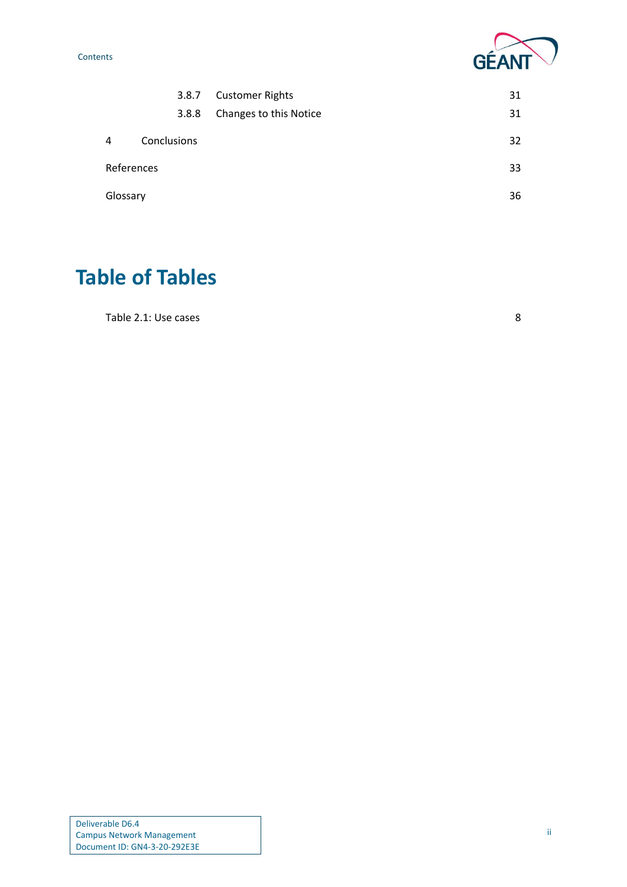3.8.7 Customer Rights 31

3.8.8 Changes to this Notice 31

4 Conclusions 32

References 33

Glossary 36

# Table of Tables

Table 2.1: Use cases 8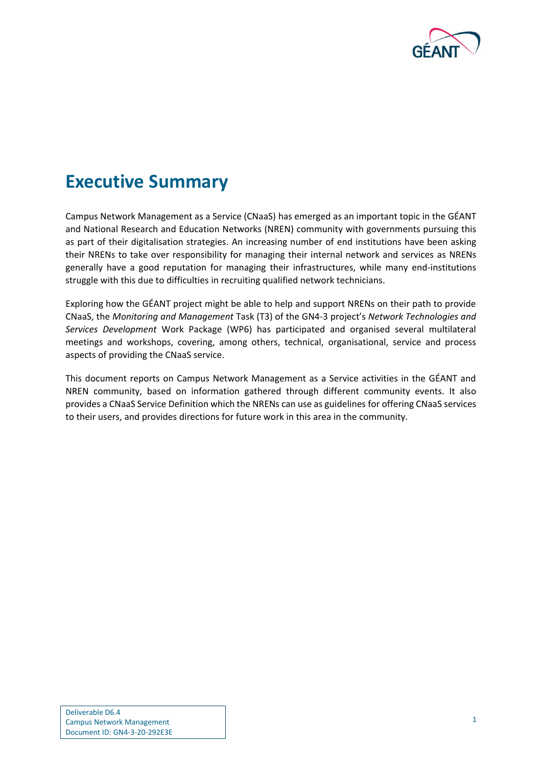# Executive Summary

Campus Network Management as a Service (CNaaS) has emerged as an important topic in the GÉANT and National Research and Education Networks (NREN) community with governments pursuing this as part of their digitalisation strategies. An increasing number of end institutions have been asking their NRENs to take over responsibility for managing their internal network and services as NRENs generally have a good reputation for managing their infrastructures, while many end-institutions struggle with this due to difficulties in recruiting qualified network technicians.

Exploring how the GÉANT project might be able to help and support NRENs on their path to provide CNaaS, the *Monitoring and Management* Task (T3) of the GN4-3 project's *Network Technologies and Services Development* Work Package (WP6) has participated and organised several multilateral meetings and workshops, covering, among others, technical, organisational, service and process aspects of providing the CNaaS service.

This document reports on Campus Network Management as a Service activities in the GÉANT and NREN community, based on information gathered through different community events. It also provides a CNaaS Service Definition which the NRENs can use as guidelines for offering CNaaS services to their users, and provides directions for future work in this area in the community.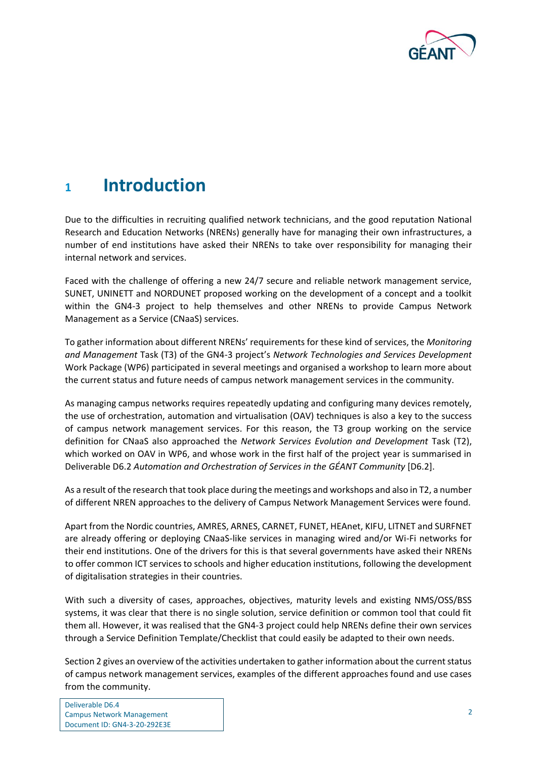# 1 Introduction

Due to the difficulties in recruiting qualified network technicians, and the good reputation National Research and Education Networks (NRENs) generally have for managing their own infrastructures, a number of end institutions have asked their NRENs to take over responsibility for managing their internal network and services.

Faced with the challenge of offering a new 24/7 secure and reliable network management service, SUNET, UNINETT and NORDUNET proposed working on the development of a concept and a toolkit within the GN4-3 project to help themselves and other NRENs to provide Campus Network Management as a Service (CNaaS) services.

To gather information about different NRENs' requirements for these kind of services, the *Monitoring and Management* Task (T3) of the GN4-3 project's *Network Technologies and Services Development* Work Package (WP6) participated in several meetings and organised a workshop to learn more about the current status and future needs of campus network management services in the community.

As managing campus networks requires repeatedly updating and configuring many devices remotely, the use of orchestration, automation and virtualisation (OAV) techniques is also a key to the success of campus network management services. For this reason, the T3 group working on the service definition for CNaaS also approached the *Network Services Evolution and Development* Task (T2), which worked on OAV in WP6, and whose work in the first half of the project year is summarised in Deliverable D6.2 *Automation and Orchestration of Services in the GÉANT Community* [D6.2].

As a result of the research that took place during the meetings and workshops and also in T2, a number of different NREN approaches to the delivery of Campus Network Management Services were found.

Apart from the Nordic countries, AMRES, ARNES, CARNET, FUNET, HEAnet, KIFU, LITNET and SURFNET are already offering or deploying CNaaS-like services in managing wired and/or Wi-Fi networks for their end institutions. One of the drivers for this is that several governments have asked their NRENs to offer common ICT services to schools and higher education institutions, following the development of digitalisation strategies in their countries.

With such a diversity of cases, approaches, objectives, maturity levels and existing NMS/OSS/BSS systems, it was clear that there is no single solution, service definition or common tool that could fit them all. However, it was realised that the GN4-3 project could help NRENs define their own services through a Service Definition Template/Checklist that could easily be adapted to their own needs.

Section 2 gives an overview of the activities undertaken to gather information about the current status of campus network management services, examples of the different approaches found and use cases from the community.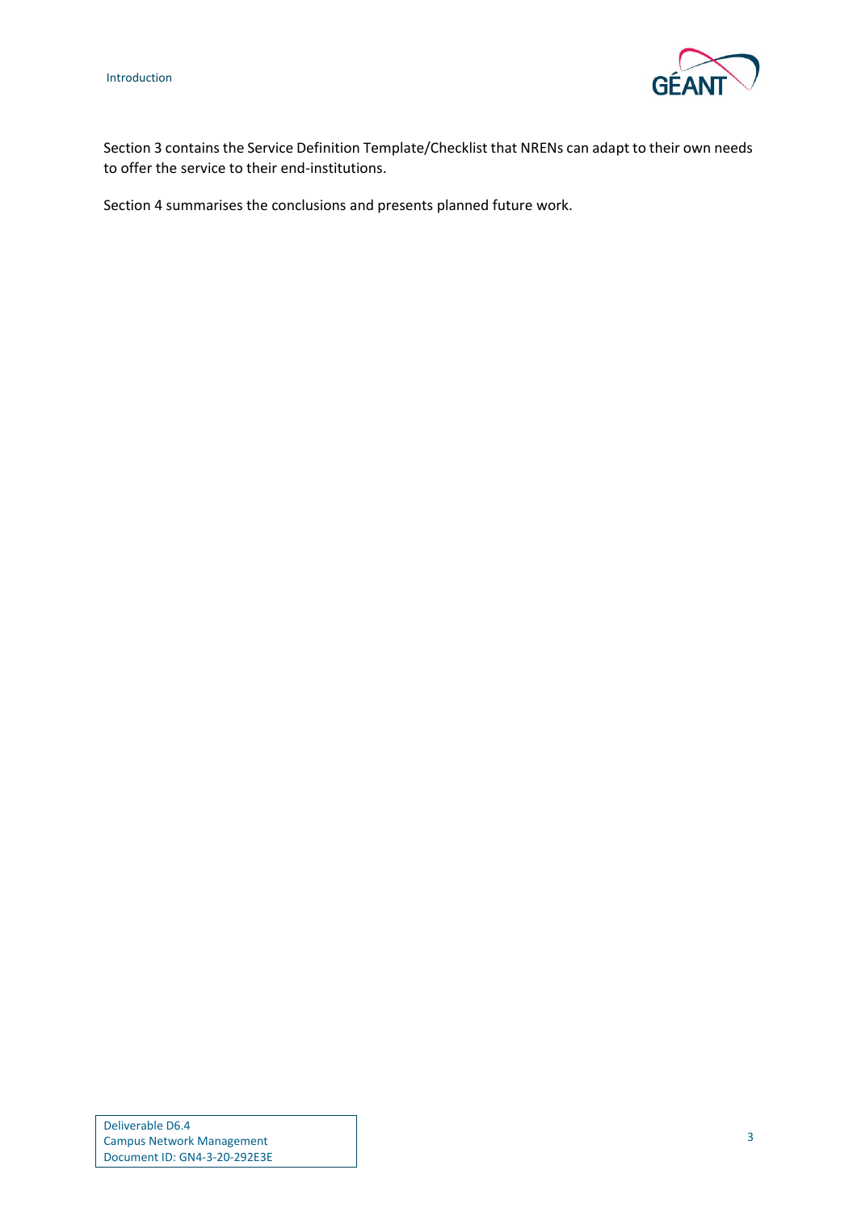Section 3 contains the Service Definition Template/Checklist that NRENs can adapt to their own needs to offer the service to their end-institutions.

Section 4 summarises the conclusions and presents planned future work.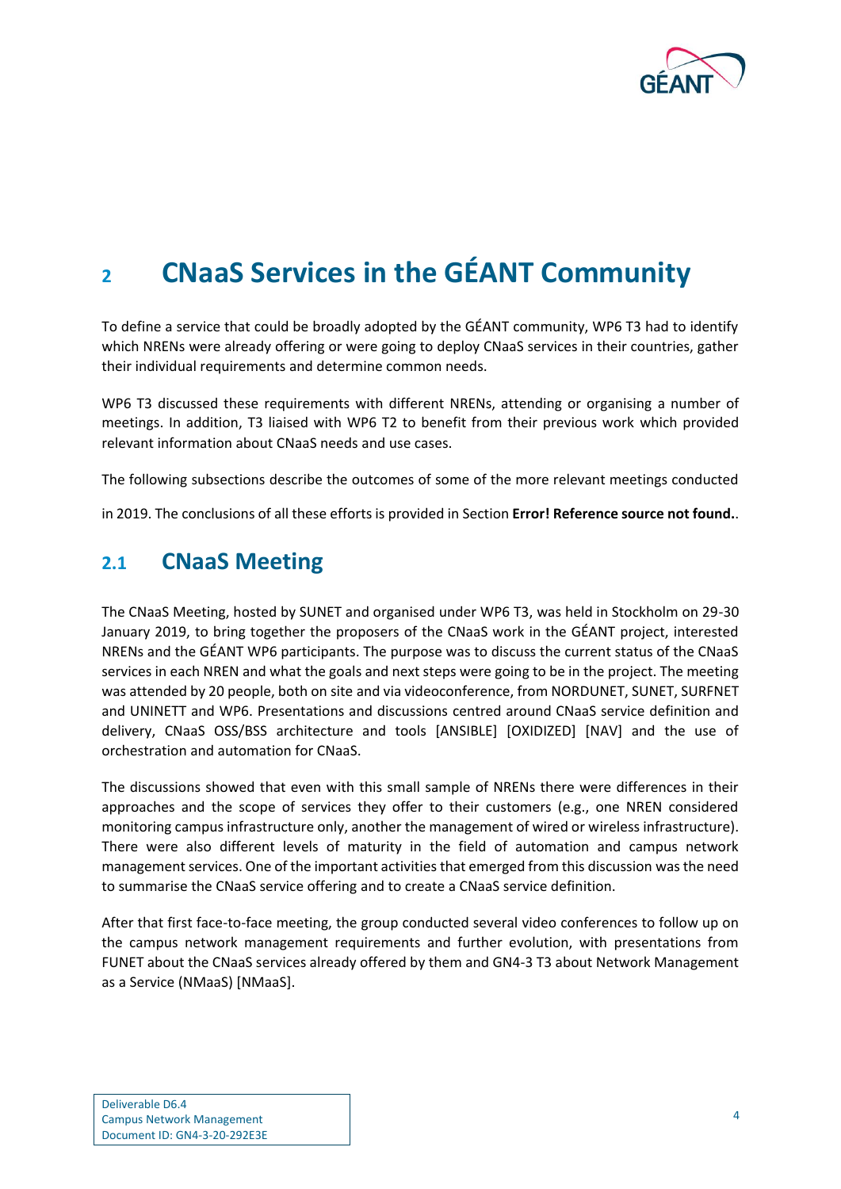// Mapped from transcription pipeline; review required
# 2 CNaaS Services in the GÉANT Community

To define a service that could be broadly adopted by the GÉANT community, WP6 T3 had to identify which NRENs were already offering or were going to deploy CNaaS services in their countries, gather their individual requirements and determine common needs.

WP6 T3 discussed these requirements with different NRENs, attending or organising a number of meetings. In addition, T3 liaised with WP6 T2 to benefit from their previous work which provided relevant information about CNaaS needs and use cases.

The following subsections describe the outcomes of some of the more relevant meetings conducted in 2019. The conclusions of all these efforts is provided in Section **Error! Reference source not found.**.

## 2.1 CNaaS Meeting

The CNaaS Meeting, hosted by SUNET and organised under WP6 T3, was held in Stockholm on 29-30 January 2019, to bring together the proposers of the CNaaS work in the GÉANT project, interested NRENs and the GÉANT WP6 participants. The purpose was to discuss the current status of the CNaaS services in each NREN and what the goals and next steps were going to be in the project. The meeting was attended by 20 people, both on site and via videoconference, from NORDUNET, SUNET, SURFNET and UNINETT and WP6. Presentations and discussions centred around CNaaS service definition and delivery, CNaaS OSS/BSS architecture and tools [ANSIBLE] [OXIDIZED] [NAV] and the use of orchestration and automation for CNaaS.

The discussions showed that even with this small sample of NRENs there were differences in their approaches and the scope of services they offer to their customers (e.g., one NREN considered monitoring campus infrastructure only, another the management of wired or wireless infrastructure). There were also different levels of maturity in the field of automation and campus network management services. One of the important activities that emerged from this discussion was the need to summarise the CNaaS service offering and to create a CNaaS service definition.

After that first face-to-face meeting, the group conducted several video conferences to follow up on the campus network management requirements and further evolution, with presentations from FUNET about the CNaaS services already offered by them and GN4-3 T3 about Network Management as a Service (NMaaS) [NMaaS].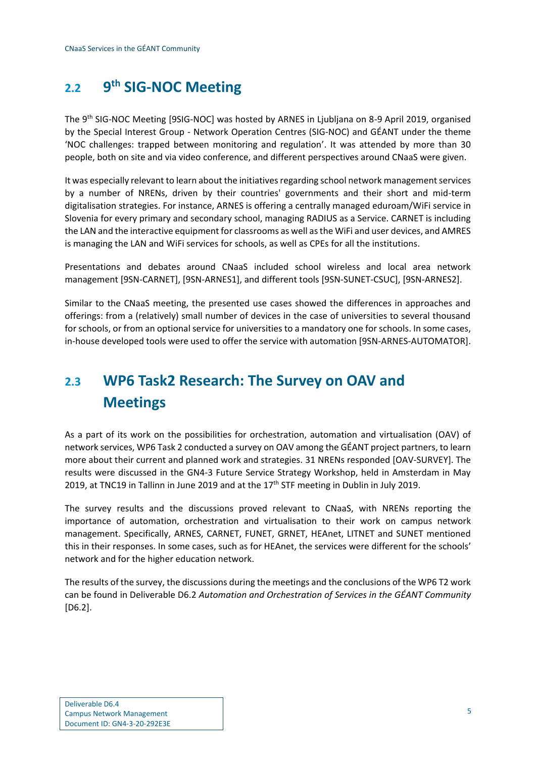## 2.2 9th SIG-NOC Meeting

The 9th SIG-NOC Meeting [9SIG-NOC] was hosted by ARNES in Ljubljana on 8-9 April 2019, organised by the Special Interest Group - Network Operation Centres (SIG-NOC) and GÉANT under the theme 'NOC challenges: trapped between monitoring and regulation'. It was attended by more than 30 people, both on site and via video conference, and different perspectives around CNaaS were given.

It was especially relevant to learn about the initiatives regarding school network management services by a number of NRENs, driven by their countries' governments and their short and mid-term digitalisation strategies. For instance, ARNES is offering a centrally managed eduroam/WiFi service in Slovenia for every primary and secondary school, managing RADIUS as a Service. CARNET is including the LAN and the interactive equipment for classrooms as well as the WiFi and user devices, and AMRES is managing the LAN and WiFi services for schools, as well as CPEs for all the institutions.

Presentations and debates around CNaaS included school wireless and local area network management [9SN-CARNET], [9SN-ARNES1], and different tools [9SN-SUNET-CSUC], [9SN-ARNES2].

Similar to the CNaaS meeting, the presented use cases showed the differences in approaches and offerings: from a (relatively) small number of devices in the case of universities to several thousand for schools, or from an optional service for universities to a mandatory one for schools. In some cases, in-house developed tools were used to offer the service with automation [9SN-ARNES-AUTOMATOR].

## 2.3 WP6 Task2 Research: The Survey on OAV and Meetings

As a part of its work on the possibilities for orchestration, automation and virtualisation (OAV) of network services, WP6 Task 2 conducted a survey on OAV among the GÉANT project partners, to learn more about their current and planned work and strategies. 31 NRENs responded [OAV-SURVEY]. The results were discussed in the GN4-3 Future Service Strategy Workshop, held in Amsterdam in May 2019, at TNC19 in Tallinn in June 2019 and at the 17th STF meeting in Dublin in July 2019.

The survey results and the discussions proved relevant to CNaaS, with NRENs reporting the importance of automation, orchestration and virtualisation to their work on campus network management. Specifically, ARNES, CARNET, FUNET, GRNET, HEAnet, LITNET and SUNET mentioned this in their responses. In some cases, such as for HEAnet, the services were different for the schools' network and for the higher education network.

The results of the survey, the discussions during the meetings and the conclusions of the WP6 T2 work can be found in Deliverable D6.2 *Automation and Orchestration of Services in the GÉANT Community* [D6.2].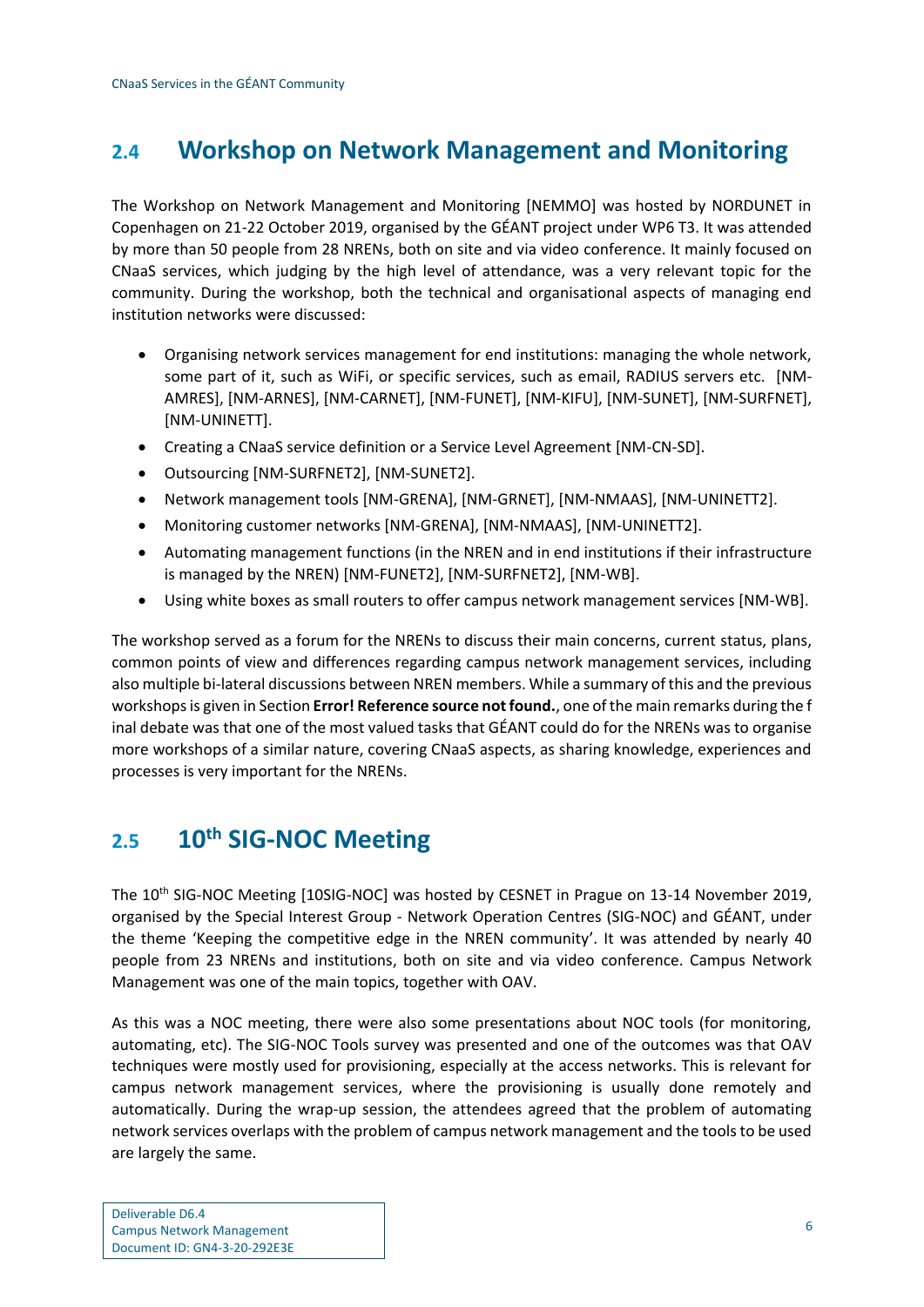## 2.4 Workshop on Network Management and Monitoring

The Workshop on Network Management and Monitoring [NEMMO] was hosted by NORDUNET in Copenhagen on 21-22 October 2019, organised by the GÉANT project under WP6 T3. It was attended by more than 50 people from 28 NRENs, both on site and via video conference. It mainly focused on CNaaS services, which judging by the high level of attendance, was a very relevant topic for the community. During the workshop, both the technical and organisational aspects of managing end institution networks were discussed:

- Organising network services management for end institutions: managing the whole network, some part of it, such as WiFi, or specific services, such as email, RADIUS servers etc. [NM-AMRES], [NM-ARNES], [NM-CARNET], [NM-FUNET], [NM-KIFU], [NM-SUNET], [NM-SURFNET], [NM-UNINETT].
- Creating a CNaaS service definition or a Service Level Agreement [NM-CN-SD].
- Outsourcing [NM-SURFNET2], [NM-SUNET2].
- Network management tools [NM-GRENA], [NM-GRNET], [NM-NMAAS], [NM-UNINETT2].
- Monitoring customer networks [NM-GRENA], [NM-NMAAS], [NM-UNINETT2].
- Automating management functions (in the NREN and in end institutions if their infrastructure is managed by the NREN) [NM-FUNET2], [NM-SURFNET2], [NM-WB].
- Using white boxes as small routers to offer campus network management services [NM-WB].

The workshop served as a forum for the NRENs to discuss their main concerns, current status, plans, common points of view and differences regarding campus network management services, including also multiple bi-lateral discussions between NREN members. While a summary of this and the previous workshops is given in Section **Error! Reference source not found.**, one of the main remarks during the f inal debate was that one of the most valued tasks that GÉANT could do for the NRENs was to organise more workshops of a similar nature, covering CNaaS aspects, as sharing knowledge, experiences and processes is very important for the NRENs.

## 2.5 10th SIG-NOC Meeting

The 10th SIG-NOC Meeting [10SIG-NOC] was hosted by CESNET in Prague on 13-14 November 2019, organised by the Special Interest Group - Network Operation Centres (SIG-NOC) and GÉANT, under the theme 'Keeping the competitive edge in the NREN community'. It was attended by nearly 40 people from 23 NRENs and institutions, both on site and via video conference. Campus Network Management was one of the main topics, together with OAV.

As this was a NOC meeting, there were also some presentations about NOC tools (for monitoring, automating, etc). The SIG-NOC Tools survey was presented and one of the outcomes was that OAV techniques were mostly used for provisioning, especially at the access networks. This is relevant for campus network management services, where the provisioning is usually done remotely and automatically. During the wrap-up session, the attendees agreed that the problem of automating network services overlaps with the problem of campus network management and the tools to be used are largely the same.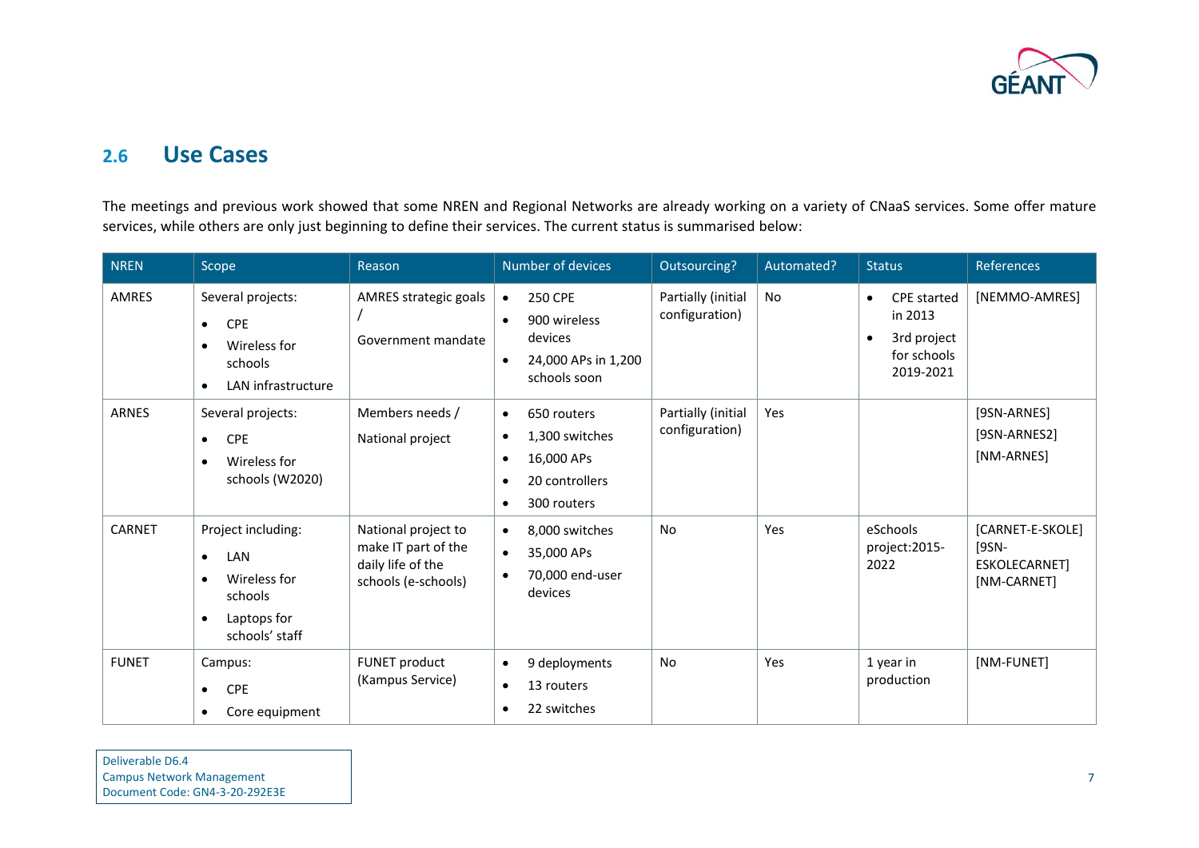## 2.6 Use Cases

The meetings and previous work showed that some NREN and Regional Networks are already working on a variety of CNaaS services. Some offer mature services, while others are only just beginning to define their services. The current status is summarised below:

| NREN | Scope | Reason | Number of devices | Outsourcing? | Automated? | Status | References |
|---|---|---|---|---|---|---|---|
| AMRES | Several projects:<br>• CPE<br>• Wireless for schools<br>• LAN infrastructure | AMRES strategic goals /<br>Government mandate | • 250 CPE<br>• 900 wireless devices<br>• 24,000 APs in 1,200 schools soon | Partially (initial configuration) | No | • CPE started in 2013<br>• 3rd project for schools 2019-2021 | [NEMMO-AMRES] |
| ARNES | Several projects:<br>• CPE<br>• Wireless for schools (W2020) | Members needs /<br>National project | • 650 routers<br>• 1,300 switches<br>• 16,000 APs<br>• 20 controllers<br>• 300 routers | Partially (initial configuration) | Yes | | [9SN-ARNES]<br>[9SN-ARNES2]<br>[NM-ARNES] |
| CARNET | Project including:<br>• LAN<br>• Wireless for schools<br>• Laptops for schools' staff | National project to make IT part of the daily life of the schools (e-schools) | • 8,000 switches<br>• 35,000 APs<br>• 70,000 end-user devices | No | Yes | eSchools project:2015-2022 | [CARNET-E-SKOLE]<br>[9SN-ESKOLECARNET]<br>[NM-CARNET] |
| FUNET | Campus:<br>• CPE<br>• Core equipment | FUNET product (Kampus Service) | • 9 deployments<br>• 13 routers<br>• 22 switches | No | Yes | 1 year in production | [NM-FUNET] |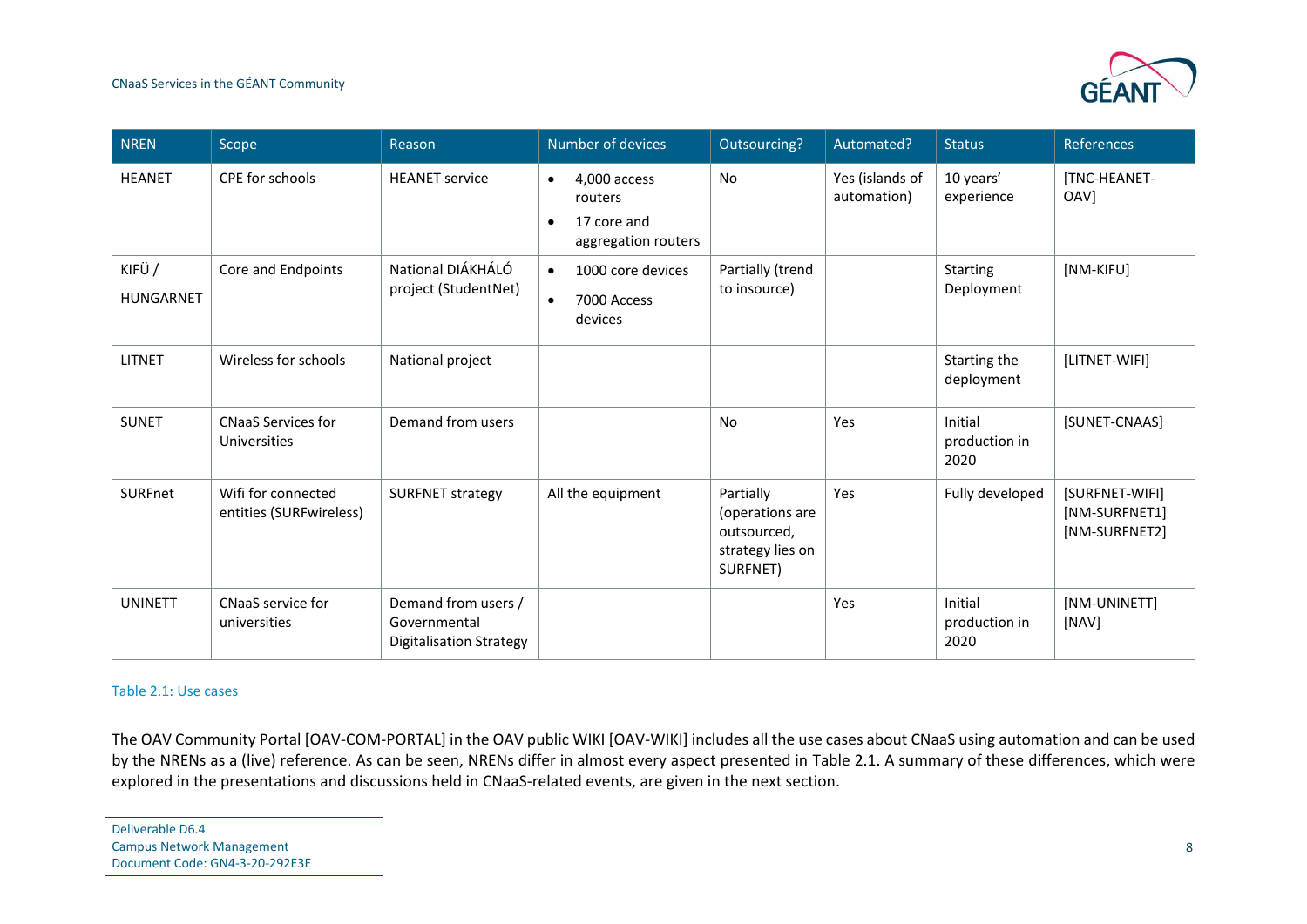| NREN | Scope | Reason | Number of devices | Outsourcing? | Automated? | Status | References |
|---|---|---|---|---|---|---|---|
| HEANET | CPE for schools | HEANET service | • 4,000 access routers<br>• 17 core and aggregation routers | No | Yes (islands of automation) | 10 years' experience | [TNC-HEANET-OAV] |
| KIFÜ / HUNGARNET | Core and Endpoints | National DIÁKHÁLÓ project (StudentNet) | • 1000 core devices<br>• 7000 Access devices | Partially (trend to insource) | | Starting Deployment | [NM-KIFU] |
| LITNET | Wireless for schools | National project | | | | Starting the deployment | [LITNET-WIFI] |
| SUNET | CNaaS Services for Universities | Demand from users | | No | Yes | Initial production in 2020 | [SUNET-CNAAS] |
| SURFnet | Wifi for connected entities (SURFwireless) | SURFNET strategy | All the equipment | Partially (operations are outsourced, strategy lies on SURFNET) | Yes | Fully developed | [SURFNET-WIFI] [NM-SURFNET1] [NM-SURFNET2] |
| UNINETT | CNaaS service for universities | Demand from users / Governmental Digitalisation Strategy | | | Yes | Initial production in 2020 | [NM-UNINETT] [NAV] |

Table 2.1: Use cases

The OAV Community Portal [OAV-COM-PORTAL] in the OAV public WIKI [OAV-WIKI] includes all the use cases about CNaaS using automation and can be used by the NRENs as a (live) reference. As can be seen, NRENs differ in almost every aspect presented in Table 2.1. A summary of these differences, which were explored in the presentations and discussions held in CNaaS-related events, are given in the next section.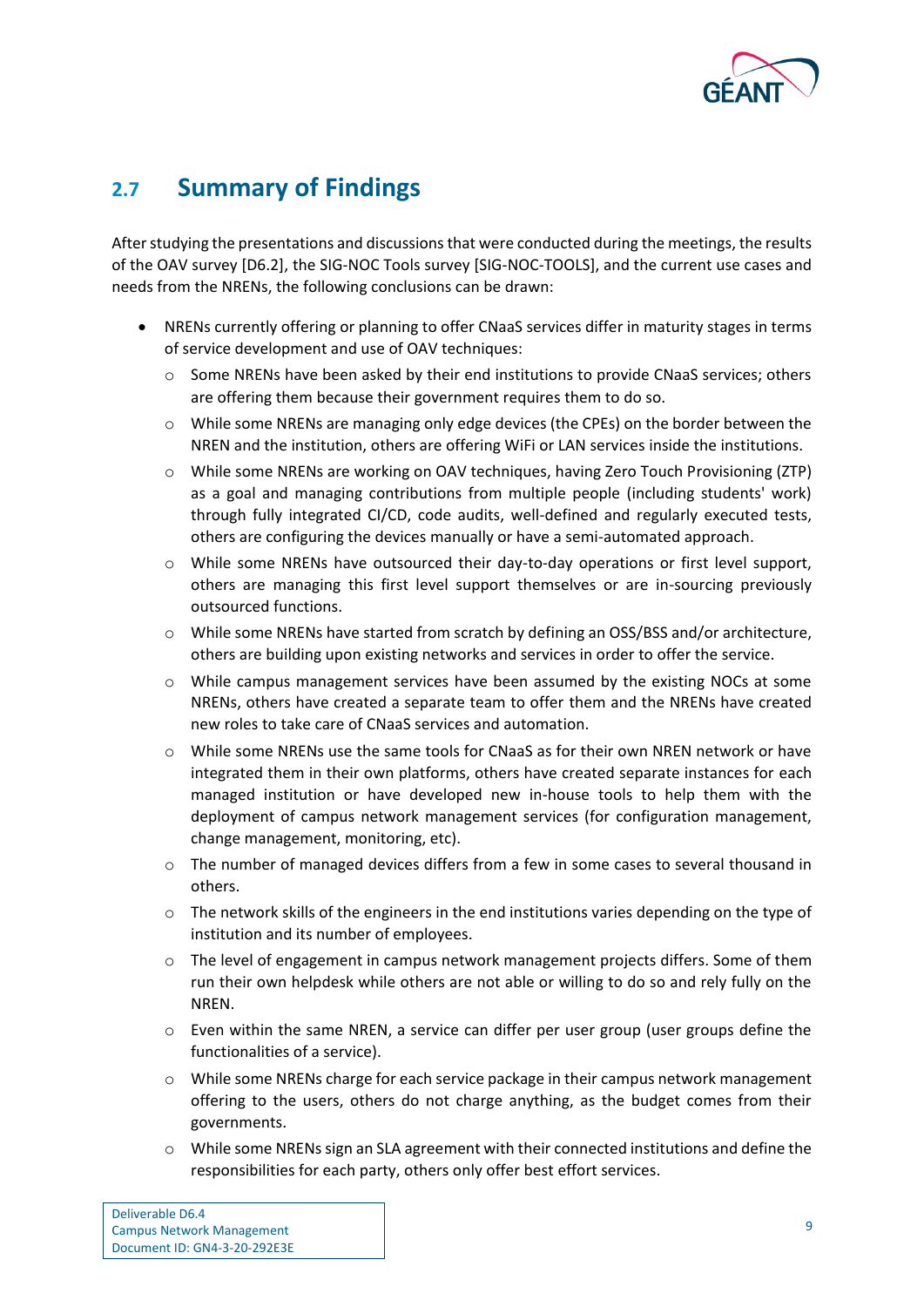## 2.7 Summary of Findings

After studying the presentations and discussions that were conducted during the meetings, the results of the OAV survey [D6.2], the SIG-NOC Tools survey [SIG-NOC-TOOLS], and the current use cases and needs from the NRENs, the following conclusions can be drawn:

- NRENs currently offering or planning to offer CNaaS services differ in maturity stages in terms of service development and use of OAV techniques:
  - Some NRENs have been asked by their end institutions to provide CNaaS services; others are offering them because their government requires them to do so.
  - While some NRENs are managing only edge devices (the CPEs) on the border between the NREN and the institution, others are offering WiFi or LAN services inside the institutions.
  - While some NRENs are working on OAV techniques, having Zero Touch Provisioning (ZTP) as a goal and managing contributions from multiple people (including students' work) through fully integrated CI/CD, code audits, well-defined and regularly executed tests, others are configuring the devices manually or have a semi-automated approach.
  - While some NRENs have outsourced their day-to-day operations or first level support, others are managing this first level support themselves or are in-sourcing previously outsourced functions.
  - While some NRENs have started from scratch by defining an OSS/BSS and/or architecture, others are building upon existing networks and services in order to offer the service.
  - While campus management services have been assumed by the existing NOCs at some NRENs, others have created a separate team to offer them and the NRENs have created new roles to take care of CNaaS services and automation.
  - While some NRENs use the same tools for CNaaS as for their own NREN network or have integrated them in their own platforms, others have created separate instances for each managed institution or have developed new in-house tools to help them with the deployment of campus network management services (for configuration management, change management, monitoring, etc).
  - The number of managed devices differs from a few in some cases to several thousand in others.
  - The network skills of the engineers in the end institutions varies depending on the type of institution and its number of employees.
  - The level of engagement in campus network management projects differs. Some of them run their own helpdesk while others are not able or willing to do so and rely fully on the NREN.
  - Even within the same NREN, a service can differ per user group (user groups define the functionalities of a service).
  - While some NRENs charge for each service package in their campus network management offering to the users, others do not charge anything, as the budget comes from their governments.
  - While some NRENs sign an SLA agreement with their connected institutions and define the responsibilities for each party, others only offer best effort services.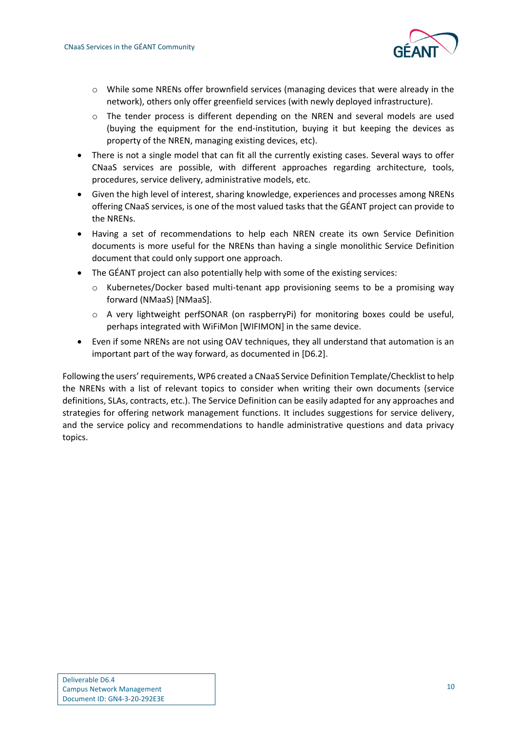- While some NRENs offer brownfield services (managing devices that were already in the network), others only offer greenfield services (with newly deployed infrastructure).
    - The tender process is different depending on the NREN and several models are used (buying the equipment for the end-institution, buying it but keeping the devices as property of the NREN, managing existing devices, etc).
- There is not a single model that can fit all the currently existing cases. Several ways to offer CNaaS services are possible, with different approaches regarding architecture, tools, procedures, service delivery, administrative models, etc.
- Given the high level of interest, sharing knowledge, experiences and processes among NRENs offering CNaaS services, is one of the most valued tasks that the GÉANT project can provide to the NRENs.
- Having a set of recommendations to help each NREN create its own Service Definition documents is more useful for the NRENs than having a single monolithic Service Definition document that could only support one approach.
- The GÉANT project can also potentially help with some of the existing services:
    - Kubernetes/Docker based multi-tenant app provisioning seems to be a promising way forward (NMaaS) [NMaaS].
    - A very lightweight perfSONAR (on raspberryPi) for monitoring boxes could be useful, perhaps integrated with WiFiMon [WIFIMON] in the same device.
- Even if some NRENs are not using OAV techniques, they all understand that automation is an important part of the way forward, as documented in [D6.2].

Following the users' requirements, WP6 created a CNaaS Service Definition Template/Checklist to help the NRENs with a list of relevant topics to consider when writing their own documents (service definitions, SLAs, contracts, etc.). The Service Definition can be easily adapted for any approaches and strategies for offering network management functions. It includes suggestions for service delivery, and the service policy and recommendations to handle administrative questions and data privacy topics.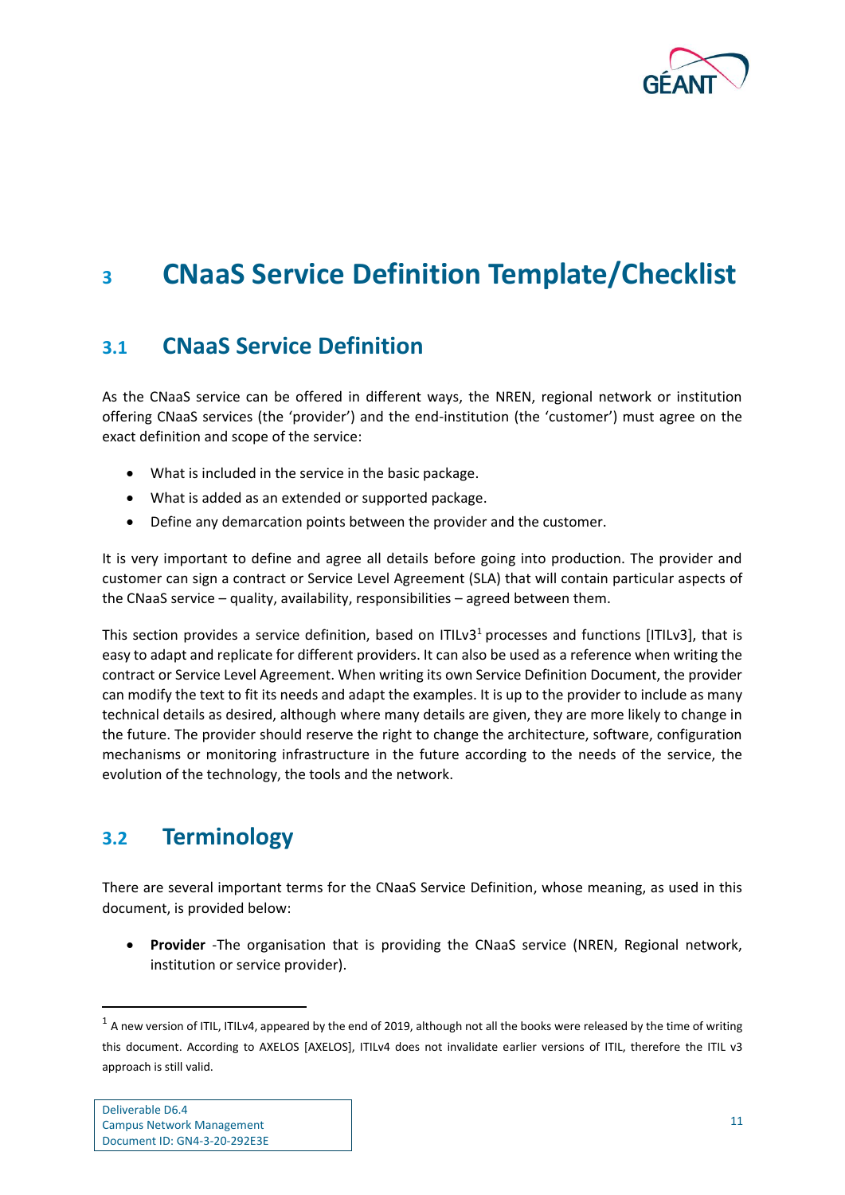# 3 CNaaS Service Definition Template/Checklist

## 3.1 CNaaS Service Definition

As the CNaaS service can be offered in different ways, the NREN, regional network or institution offering CNaaS services (the 'provider') and the end-institution (the 'customer') must agree on the exact definition and scope of the service:

- What is included in the service in the basic package.
- What is added as an extended or supported package.
- Define any demarcation points between the provider and the customer.

It is very important to define and agree all details before going into production. The provider and customer can sign a contract or Service Level Agreement (SLA) that will contain particular aspects of the CNaaS service – quality, availability, responsibilities – agreed between them.

This section provides a service definition, based on ITILv3[1] processes and functions [ITILv3], that is easy to adapt and replicate for different providers. It can also be used as a reference when writing the contract or Service Level Agreement. When writing its own Service Definition Document, the provider can modify the text to fit its needs and adapt the examples. It is up to the provider to include as many technical details as desired, although where many details are given, they are more likely to change in the future. The provider should reserve the right to change the architecture, software, configuration mechanisms or monitoring infrastructure in the future according to the needs of the service, the evolution of the technology, the tools and the network.

## 3.2 Terminology

There are several important terms for the CNaaS Service Definition, whose meaning, as used in this document, is provided below:

- **Provider** -The organisation that is providing the CNaaS service (NREN, Regional network, institution or service provider).

[1] A new version of ITIL, ITILv4, appeared by the end of 2019, although not all the books were released by the time of writing this document. According to AXELOS [AXELOS], ITILv4 does not invalidate earlier versions of ITIL, therefore the ITIL v3 approach is still valid.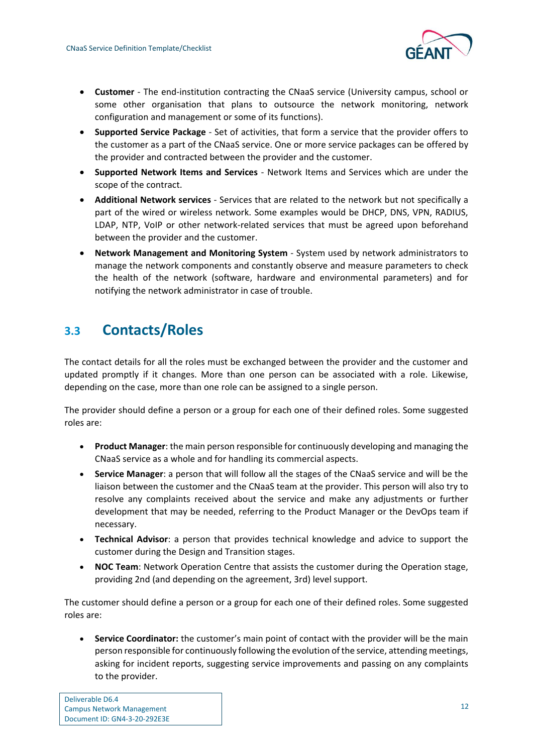- **Customer** - The end-institution contracting the CNaaS service (University campus, school or some other organisation that plans to outsource the network monitoring, network configuration and management or some of its functions).
- **Supported Service Package** - Set of activities, that form a service that the provider offers to the customer as a part of the CNaaS service. One or more service packages can be offered by the provider and contracted between the provider and the customer.
- **Supported Network Items and Services** - Network Items and Services which are under the scope of the contract.
- **Additional Network services** - Services that are related to the network but not specifically a part of the wired or wireless network. Some examples would be DHCP, DNS, VPN, RADIUS, LDAP, NTP, VoIP or other network-related services that must be agreed upon beforehand between the provider and the customer.
- **Network Management and Monitoring System** - System used by network administrators to manage the network components and constantly observe and measure parameters to check the health of the network (software, hardware and environmental parameters) and for notifying the network administrator in case of trouble.

## 3.3 Contacts/Roles

The contact details for all the roles must be exchanged between the provider and the customer and updated promptly if it changes. More than one person can be associated with a role. Likewise, depending on the case, more than one role can be assigned to a single person.

The provider should define a person or a group for each one of their defined roles. Some suggested roles are:

- **Product Manager**: the main person responsible for continuously developing and managing the CNaaS service as a whole and for handling its commercial aspects.
- **Service Manager**: a person that will follow all the stages of the CNaaS service and will be the liaison between the customer and the CNaaS team at the provider. This person will also try to resolve any complaints received about the service and make any adjustments or further development that may be needed, referring to the Product Manager or the DevOps team if necessary.
- **Technical Advisor**: a person that provides technical knowledge and advice to support the customer during the Design and Transition stages.
- **NOC Team**: Network Operation Centre that assists the customer during the Operation stage, providing 2nd (and depending on the agreement, 3rd) level support.

The customer should define a person or a group for each one of their defined roles. Some suggested roles are:

- **Service Coordinator:** the customer's main point of contact with the provider will be the main person responsible for continuously following the evolution of the service, attending meetings, asking for incident reports, suggesting service improvements and passing on any complaints to the provider.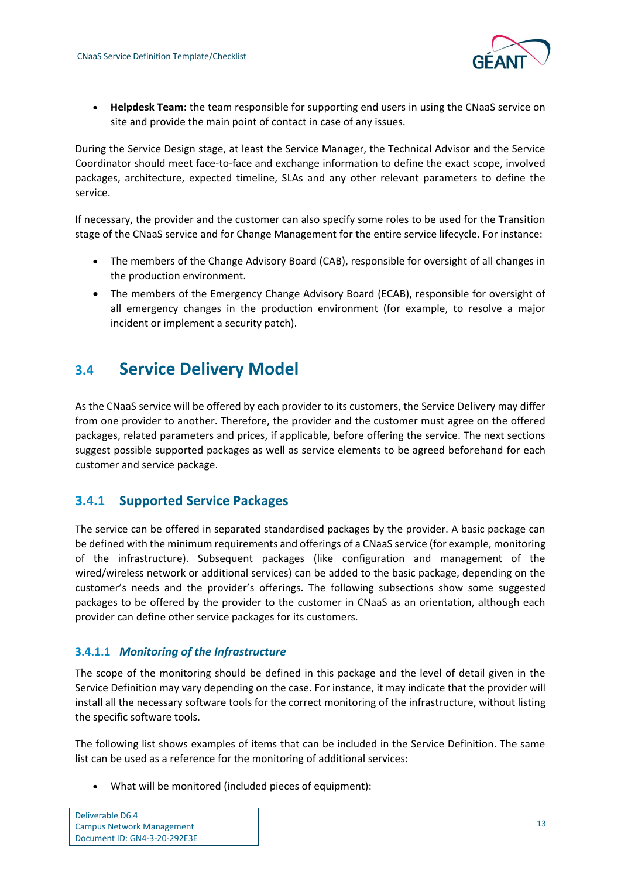- **Helpdesk Team:** the team responsible for supporting end users in using the CNaaS service on site and provide the main point of contact in case of any issues.

During the Service Design stage, at least the Service Manager, the Technical Advisor and the Service Coordinator should meet face-to-face and exchange information to define the exact scope, involved packages, architecture, expected timeline, SLAs and any other relevant parameters to define the service.

If necessary, the provider and the customer can also specify some roles to be used for the Transition stage of the CNaaS service and for Change Management for the entire service lifecycle. For instance:

- The members of the Change Advisory Board (CAB), responsible for oversight of all changes in the production environment.
- The members of the Emergency Change Advisory Board (ECAB), responsible for oversight of all emergency changes in the production environment (for example, to resolve a major incident or implement a security patch).

## 3.4 Service Delivery Model

As the CNaaS service will be offered by each provider to its customers, the Service Delivery may differ from one provider to another. Therefore, the provider and the customer must agree on the offered packages, related parameters and prices, if applicable, before offering the service. The next sections suggest possible supported packages as well as service elements to be agreed beforehand for each customer and service package.

### 3.4.1 Supported Service Packages

The service can be offered in separated standardised packages by the provider. A basic package can be defined with the minimum requirements and offerings of a CNaaS service (for example, monitoring of the infrastructure). Subsequent packages (like configuration and management of the wired/wireless network or additional services) can be added to the basic package, depending on the customer's needs and the provider's offerings. The following subsections show some suggested packages to be offered by the provider to the customer in CNaaS as an orientation, although each provider can define other service packages for its customers.

#### 3.4.1.1 *Monitoring of the Infrastructure*

The scope of the monitoring should be defined in this package and the level of detail given in the Service Definition may vary depending on the case. For instance, it may indicate that the provider will install all the necessary software tools for the correct monitoring of the infrastructure, without listing the specific software tools.

The following list shows examples of items that can be included in the Service Definition. The same list can be used as a reference for the monitoring of additional services:

- What will be monitored (included pieces of equipment):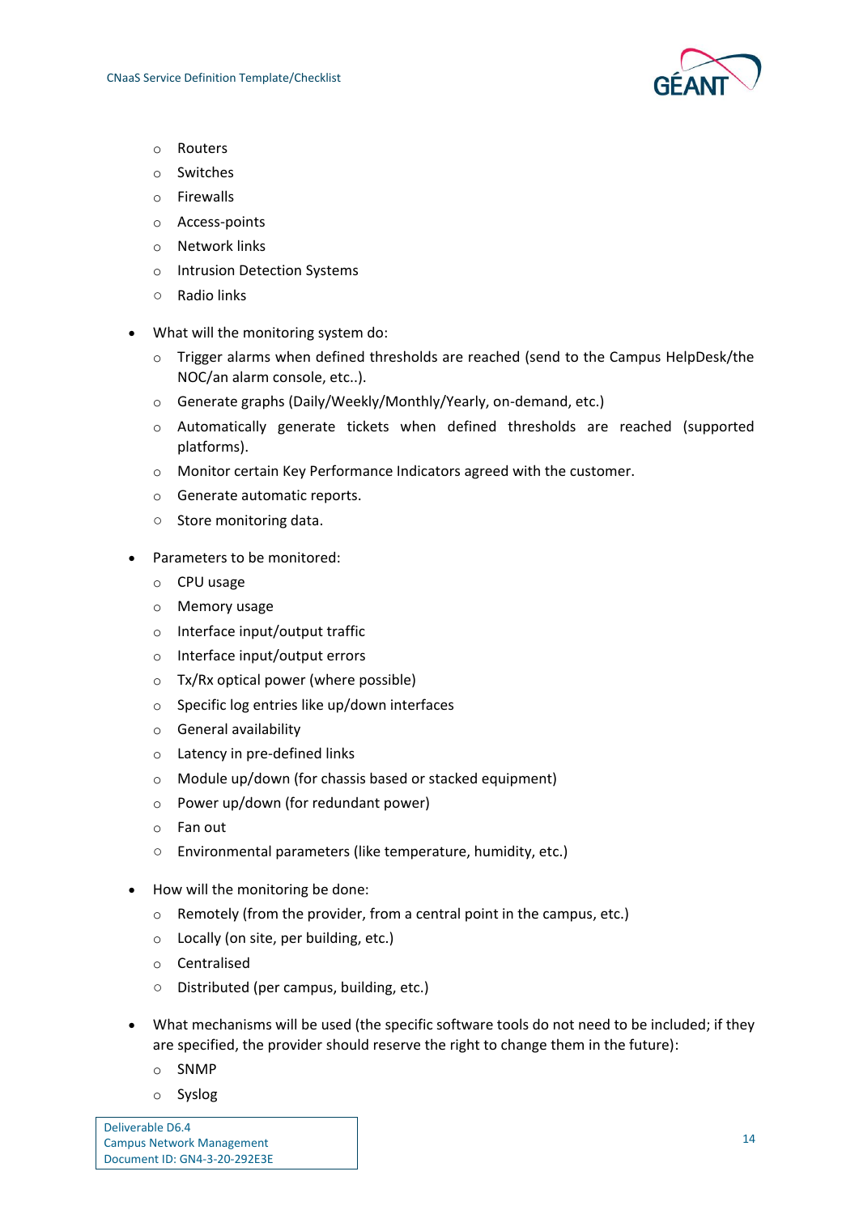- Routers
    - Switches
    - Firewalls
    - Access-points
    - Network links
    - Intrusion Detection Systems
    - Radio links

- What will the monitoring system do:
    - Trigger alarms when defined thresholds are reached (send to the Campus HelpDesk/the NOC/an alarm console, etc..).
    - Generate graphs (Daily/Weekly/Monthly/Yearly, on-demand, etc.)
    - Automatically generate tickets when defined thresholds are reached (supported platforms).
    - Monitor certain Key Performance Indicators agreed with the customer.
    - Generate automatic reports.
    - Store monitoring data.

- Parameters to be monitored:
    - CPU usage
    - Memory usage
    - Interface input/output traffic
    - Interface input/output errors
    - Tx/Rx optical power (where possible)
    - Specific log entries like up/down interfaces
    - General availability
    - Latency in pre-defined links
    - Module up/down (for chassis based or stacked equipment)
    - Power up/down (for redundant power)
    - Fan out
    - Environmental parameters (like temperature, humidity, etc.)

- How will the monitoring be done:
    - Remotely (from the provider, from a central point in the campus, etc.)
    - Locally (on site, per building, etc.)
    - Centralised
    - Distributed (per campus, building, etc.)

- What mechanisms will be used (the specific software tools do not need to be included; if they are specified, the provider should reserve the right to change them in the future):
    - SNMP
    - Syslog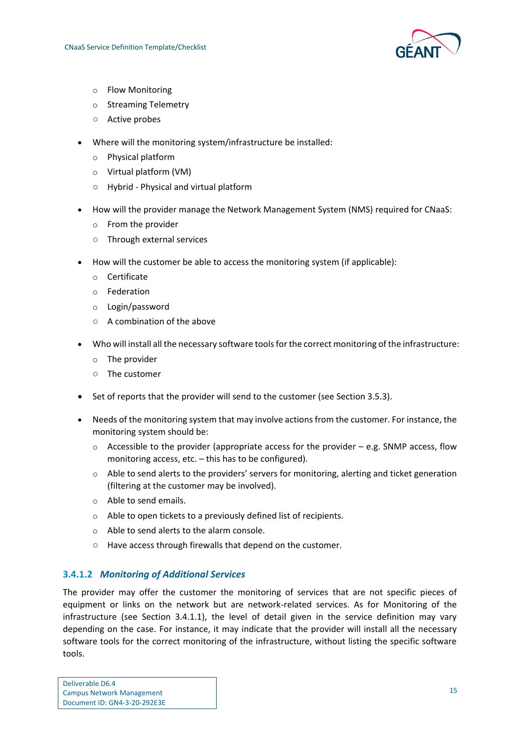- Flow Monitoring
  - Streaming Telemetry
  - Active probes

- Where will the monitoring system/infrastructure be installed:
  - Physical platform
  - Virtual platform (VM)
  - Hybrid - Physical and virtual platform

- How will the provider manage the Network Management System (NMS) required for CNaaS:
  - From the provider
  - Through external services

- How will the customer be able to access the monitoring system (if applicable):
  - Certificate
  - Federation
  - Login/password
  - A combination of the above

- Who will install all the necessary software tools for the correct monitoring of the infrastructure:
  - The provider
  - The customer

- Set of reports that the provider will send to the customer (see Section 3.5.3).

- Needs of the monitoring system that may involve actions from the customer. For instance, the monitoring system should be:
  - Accessible to the provider (appropriate access for the provider – e.g. SNMP access, flow monitoring access, etc. – this has to be configured).
  - Able to send alerts to the providers' servers for monitoring, alerting and ticket generation (filtering at the customer may be involved).
  - Able to send emails.
  - Able to open tickets to a previously defined list of recipients.
  - Able to send alerts to the alarm console.
  - Have access through firewalls that depend on the customer.

#### 3.4.1.2 *Monitoring of Additional Services*

The provider may offer the customer the monitoring of services that are not specific pieces of equipment or links on the network but are network-related services. As for Monitoring of the infrastructure (see Section 3.4.1.1), the level of detail given in the service definition may vary depending on the case. For instance, it may indicate that the provider will install all the necessary software tools for the correct monitoring of the infrastructure, without listing the specific software tools.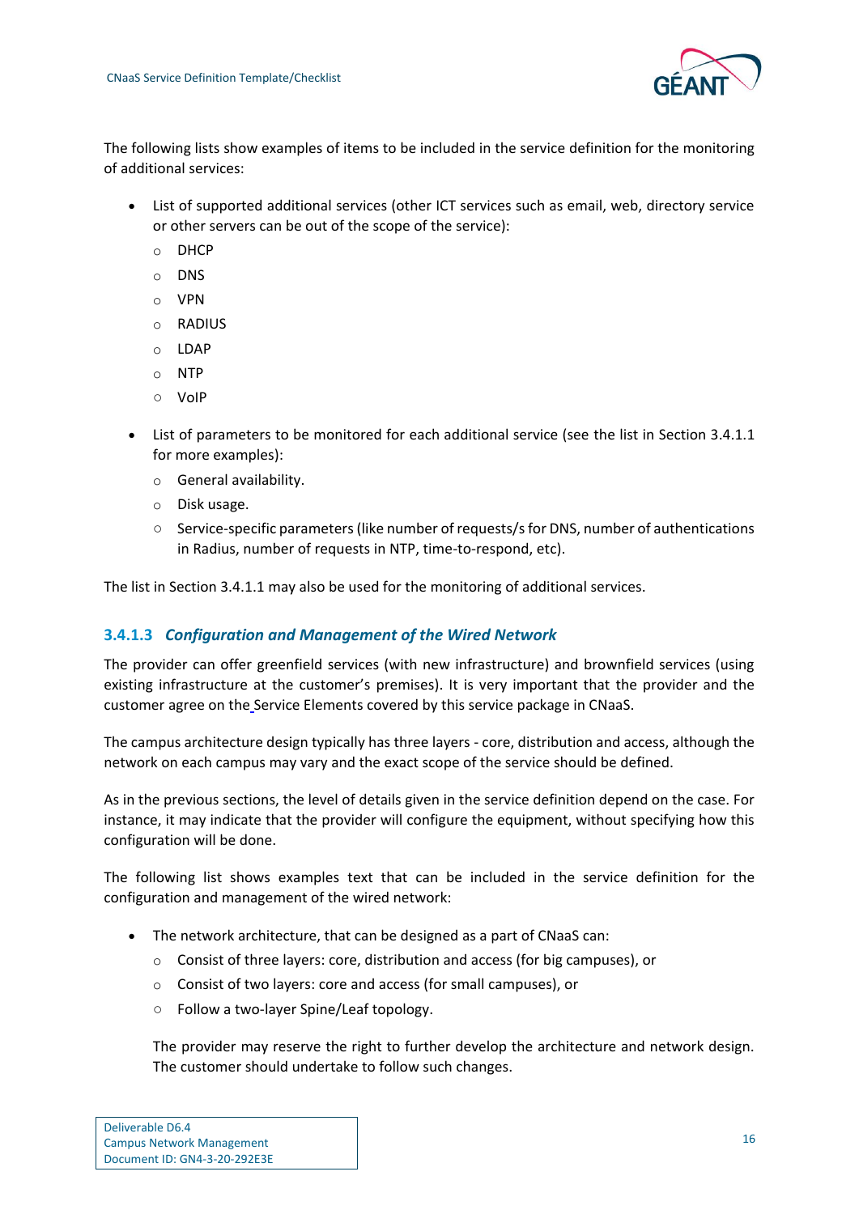The following lists show examples of items to be included in the service definition for the monitoring of additional services:

- List of supported additional services (other ICT services such as email, web, directory service or other servers can be out of the scope of the service):
  - DHCP
  - DNS
  - VPN
  - RADIUS
  - LDAP
  - NTP
  - VoIP
- List of parameters to be monitored for each additional service (see the list in Section 3.4.1.1 for more examples):
  - General availability.
  - Disk usage.
  - Service-specific parameters (like number of requests/s for DNS, number of authentications in Radius, number of requests in NTP, time-to-respond, etc).

The list in Section 3.4.1.1 may also be used for the monitoring of additional services.

#### 3.4.1.3 *Configuration and Management of the Wired Network*

The provider can offer greenfield services (with new infrastructure) and brownfield services (using existing infrastructure at the customer's premises). It is very important that the provider and the customer agree on the Service Elements covered by this service package in CNaaS.

The campus architecture design typically has three layers - core, distribution and access, although the network on each campus may vary and the exact scope of the service should be defined.

As in the previous sections, the level of details given in the service definition depend on the case. For instance, it may indicate that the provider will configure the equipment, without specifying how this configuration will be done.

The following list shows examples text that can be included in the service definition for the configuration and management of the wired network:

- The network architecture, that can be designed as a part of CNaaS can:
  - Consist of three layers: core, distribution and access (for big campuses), or
  - Consist of two layers: core and access (for small campuses), or
  - Follow a two-layer Spine/Leaf topology.

  The provider may reserve the right to further develop the architecture and network design. The customer should undertake to follow such changes.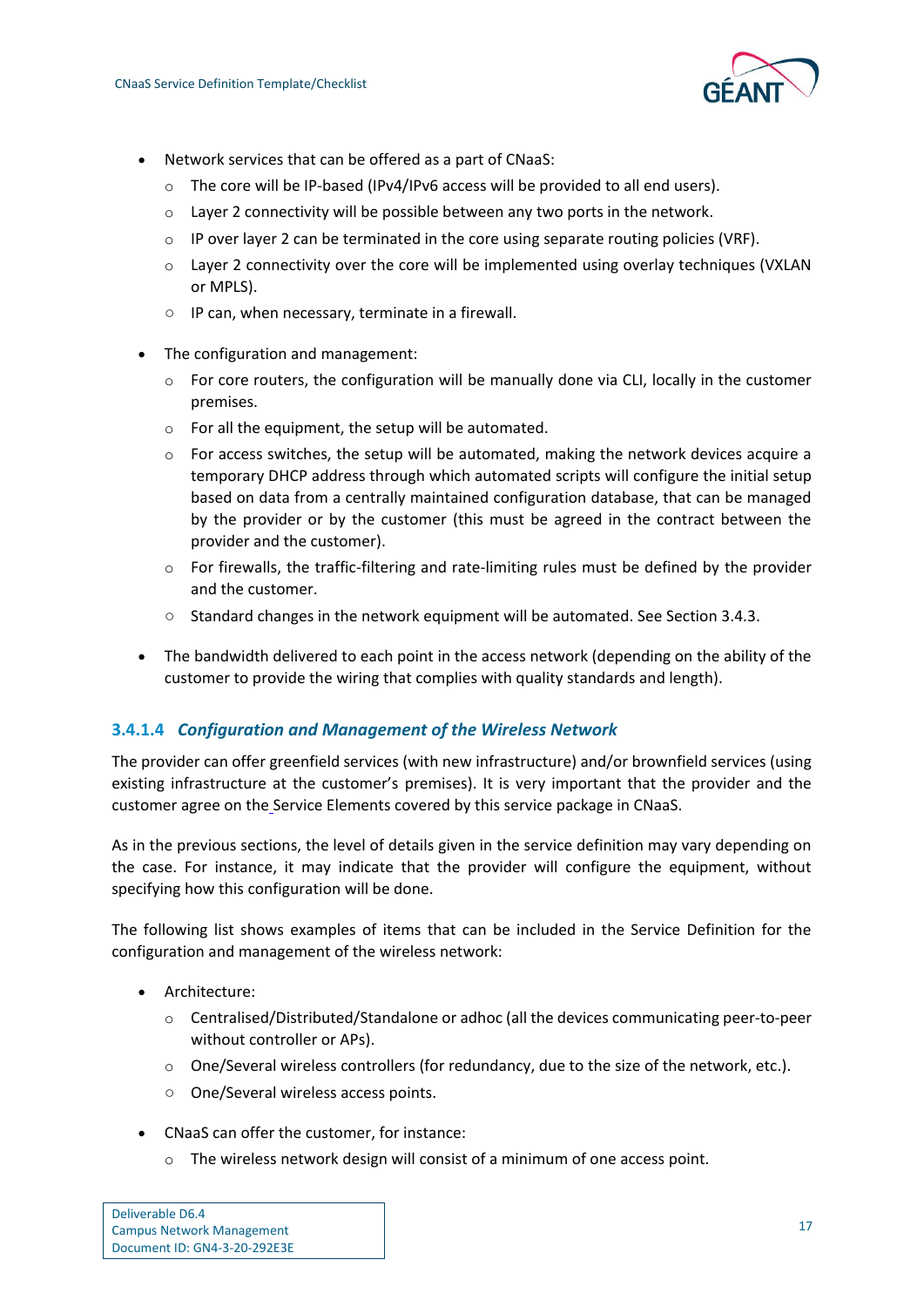- Network services that can be offered as a part of CNaaS:
  - The core will be IP-based (IPv4/IPv6 access will be provided to all end users).
  - Layer 2 connectivity will be possible between any two ports in the network.
  - IP over layer 2 can be terminated in the core using separate routing policies (VRF).
  - Layer 2 connectivity over the core will be implemented using overlay techniques (VXLAN or MPLS).
  - IP can, when necessary, terminate in a firewall.

- The configuration and management:
  - For core routers, the configuration will be manually done via CLI, locally in the customer premises.
  - For all the equipment, the setup will be automated.
  - For access switches, the setup will be automated, making the network devices acquire a temporary DHCP address through which automated scripts will configure the initial setup based on data from a centrally maintained configuration database, that can be managed by the provider or by the customer (this must be agreed in the contract between the provider and the customer).
  - For firewalls, the traffic-filtering and rate-limiting rules must be defined by the provider and the customer.
  - Standard changes in the network equipment will be automated. See Section 3.4.3.

- The bandwidth delivered to each point in the access network (depending on the ability of the customer to provide the wiring that complies with quality standards and length).

#### 3.4.1.4 *Configuration and Management of the Wireless Network*

The provider can offer greenfield services (with new infrastructure) and/or brownfield services (using existing infrastructure at the customer's premises). It is very important that the provider and the customer agree on the Service Elements covered by this service package in CNaaS.

As in the previous sections, the level of details given in the service definition may vary depending on the case. For instance, it may indicate that the provider will configure the equipment, without specifying how this configuration will be done.

The following list shows examples of items that can be included in the Service Definition for the configuration and management of the wireless network:

- Architecture:
  - Centralised/Distributed/Standalone or adhoc (all the devices communicating peer-to-peer without controller or APs).
  - One/Several wireless controllers (for redundancy, due to the size of the network, etc.).
  - One/Several wireless access points.

- CNaaS can offer the customer, for instance:
  - The wireless network design will consist of a minimum of one access point.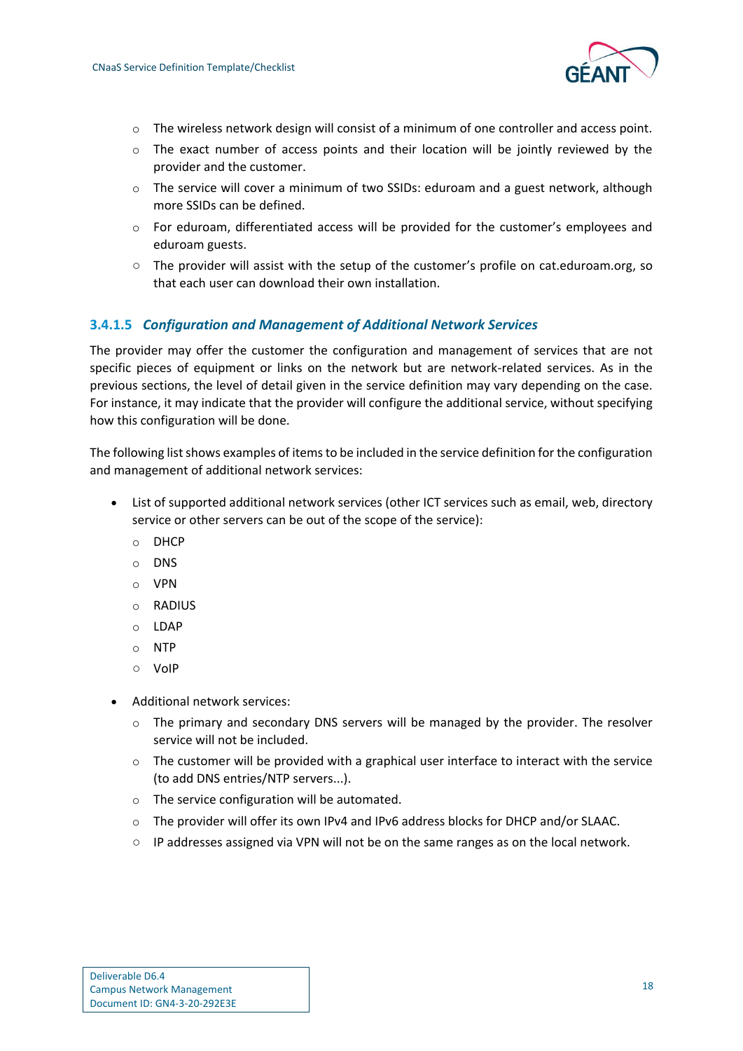- The wireless network design will consist of a minimum of one controller and access point.
  - The exact number of access points and their location will be jointly reviewed by the provider and the customer.
  - The service will cover a minimum of two SSIDs: eduroam and a guest network, although more SSIDs can be defined.
  - For eduroam, differentiated access will be provided for the customer's employees and eduroam guests.
  - The provider will assist with the setup of the customer's profile on cat.eduroam.org, so that each user can download their own installation.

#### 3.4.1.5 *Configuration and Management of Additional Network Services*

The provider may offer the customer the configuration and management of services that are not specific pieces of equipment or links on the network but are network-related services. As in the previous sections, the level of detail given in the service definition may vary depending on the case. For instance, it may indicate that the provider will configure the additional service, without specifying how this configuration will be done.

The following list shows examples of items to be included in the service definition for the configuration and management of additional network services:

- List of supported additional network services (other ICT services such as email, web, directory service or other servers can be out of the scope of the service):
  - DHCP
  - DNS
  - VPN
  - RADIUS
  - LDAP
  - NTP
  - VoIP
- Additional network services:
  - The primary and secondary DNS servers will be managed by the provider. The resolver service will not be included.
  - The customer will be provided with a graphical user interface to interact with the service (to add DNS entries/NTP servers...).
  - The service configuration will be automated.
  - The provider will offer its own IPv4 and IPv6 address blocks for DHCP and/or SLAAC.
  - IP addresses assigned via VPN will not be on the same ranges as on the local network.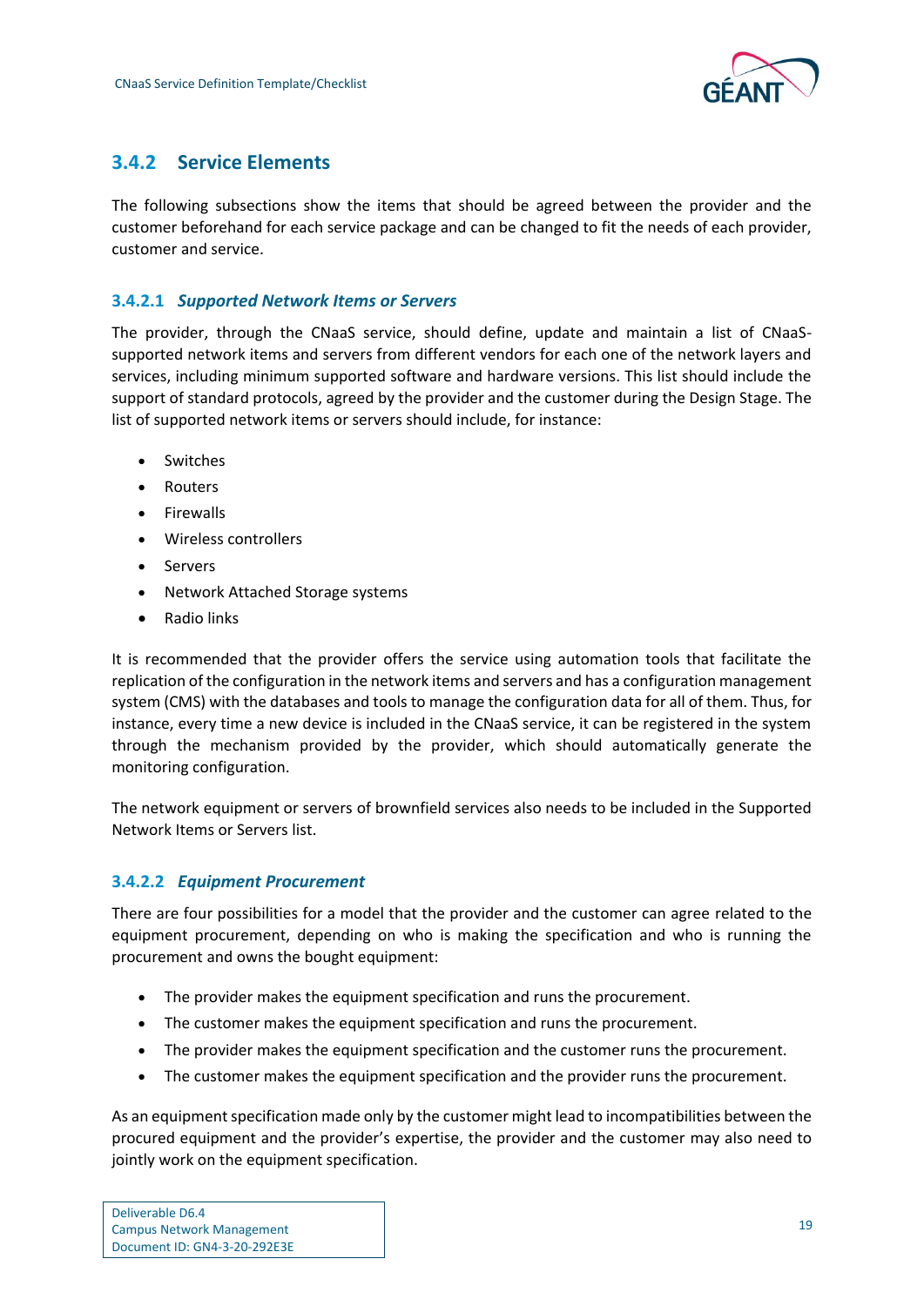### 3.4.2 Service Elements

The following subsections show the items that should be agreed between the provider and the customer beforehand for each service package and can be changed to fit the needs of each provider, customer and service.

#### 3.4.2.1 *Supported Network Items or Servers*

The provider, through the CNaaS service, should define, update and maintain a list of CNaaS-supported network items and servers from different vendors for each one of the network layers and services, including minimum supported software and hardware versions. This list should include the support of standard protocols, agreed by the provider and the customer during the Design Stage. The list of supported network items or servers should include, for instance:

- Switches
- Routers
- Firewalls
- Wireless controllers
- Servers
- Network Attached Storage systems
- Radio links

It is recommended that the provider offers the service using automation tools that facilitate the replication of the configuration in the network items and servers and has a configuration management system (CMS) with the databases and tools to manage the configuration data for all of them. Thus, for instance, every time a new device is included in the CNaaS service, it can be registered in the system through the mechanism provided by the provider, which should automatically generate the monitoring configuration.

The network equipment or servers of brownfield services also needs to be included in the Supported Network Items or Servers list.

#### 3.4.2.2 *Equipment Procurement*

There are four possibilities for a model that the provider and the customer can agree related to the equipment procurement, depending on who is making the specification and who is running the procurement and owns the bought equipment:

- The provider makes the equipment specification and runs the procurement.
- The customer makes the equipment specification and runs the procurement.
- The provider makes the equipment specification and the customer runs the procurement.
- The customer makes the equipment specification and the provider runs the procurement.

As an equipment specification made only by the customer might lead to incompatibilities between the procured equipment and the provider's expertise, the provider and the customer may also need to jointly work on the equipment specification.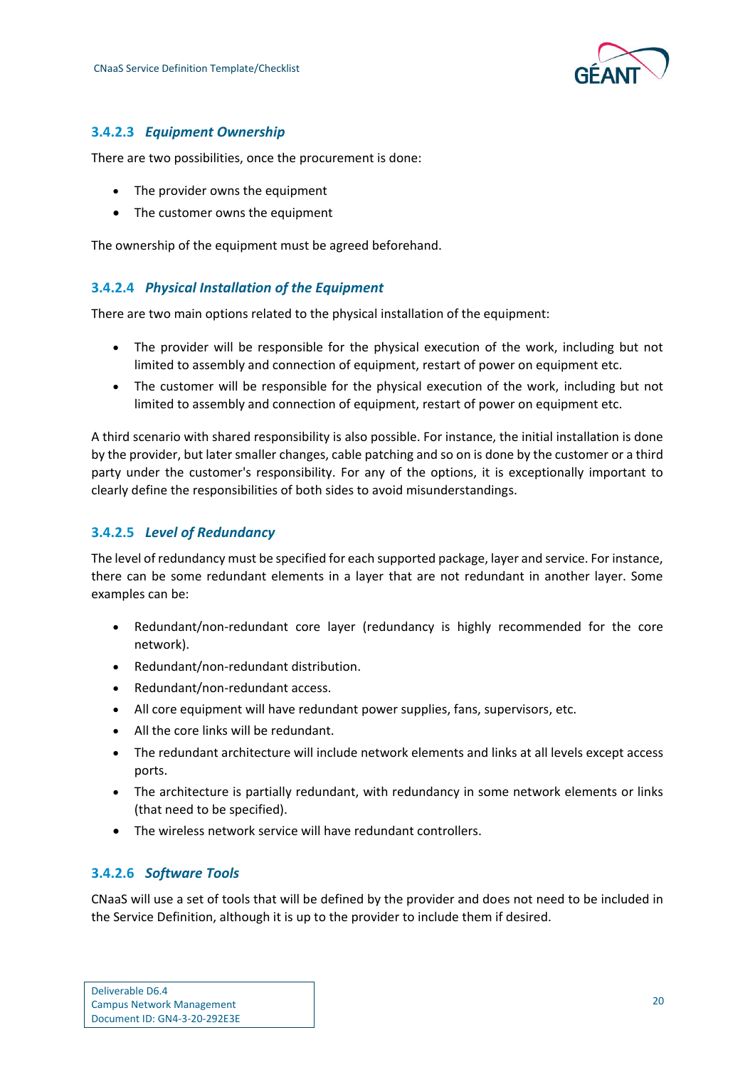#### 3.4.2.3 *Equipment Ownership*

There are two possibilities, once the procurement is done:

- The provider owns the equipment
- The customer owns the equipment

The ownership of the equipment must be agreed beforehand.

#### 3.4.2.4 *Physical Installation of the Equipment*

There are two main options related to the physical installation of the equipment:

- The provider will be responsible for the physical execution of the work, including but not limited to assembly and connection of equipment, restart of power on equipment etc.
- The customer will be responsible for the physical execution of the work, including but not limited to assembly and connection of equipment, restart of power on equipment etc.

A third scenario with shared responsibility is also possible. For instance, the initial installation is done by the provider, but later smaller changes, cable patching and so on is done by the customer or a third party under the customer's responsibility. For any of the options, it is exceptionally important to clearly define the responsibilities of both sides to avoid misunderstandings.

#### 3.4.2.5 *Level of Redundancy*

The level of redundancy must be specified for each supported package, layer and service. For instance, there can be some redundant elements in a layer that are not redundant in another layer. Some examples can be:

- Redundant/non-redundant core layer (redundancy is highly recommended for the core network).
- Redundant/non-redundant distribution.
- Redundant/non-redundant access.
- All core equipment will have redundant power supplies, fans, supervisors, etc.
- All the core links will be redundant.
- The redundant architecture will include network elements and links at all levels except access ports.
- The architecture is partially redundant, with redundancy in some network elements or links (that need to be specified).
- The wireless network service will have redundant controllers.

#### 3.4.2.6 *Software Tools*

CNaaS will use a set of tools that will be defined by the provider and does not need to be included in the Service Definition, although it is up to the provider to include them if desired.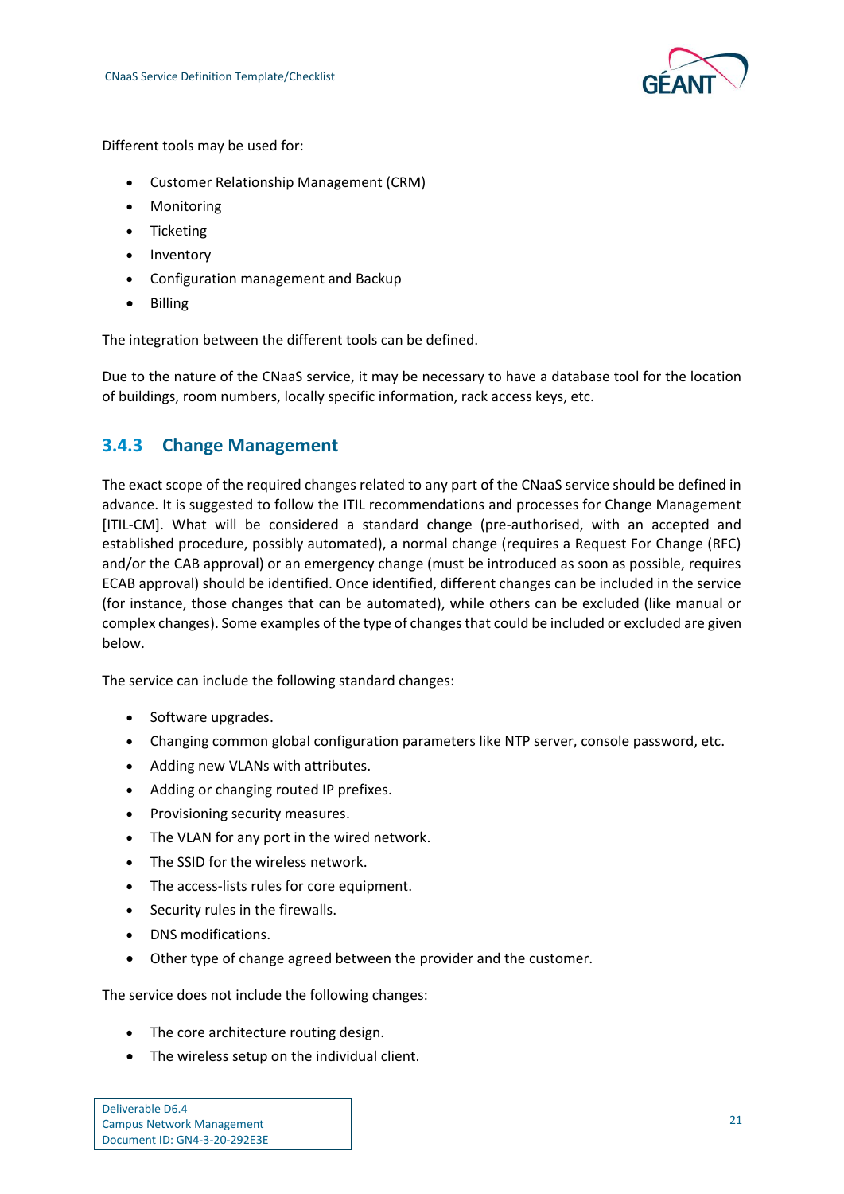Different tools may be used for:

- Customer Relationship Management (CRM)
- Monitoring
- Ticketing
- Inventory
- Configuration management and Backup
- Billing

The integration between the different tools can be defined.

Due to the nature of the CNaaS service, it may be necessary to have a database tool for the location of buildings, room numbers, locally specific information, rack access keys, etc.

### 3.4.3 Change Management

The exact scope of the required changes related to any part of the CNaaS service should be defined in advance. It is suggested to follow the ITIL recommendations and processes for Change Management [ITIL-CM]. What will be considered a standard change (pre-authorised, with an accepted and established procedure, possibly automated), a normal change (requires a Request For Change (RFC) and/or the CAB approval) or an emergency change (must be introduced as soon as possible, requires ECAB approval) should be identified. Once identified, different changes can be included in the service (for instance, those changes that can be automated), while others can be excluded (like manual or complex changes). Some examples of the type of changes that could be included or excluded are given below.

The service can include the following standard changes:

- Software upgrades.
- Changing common global configuration parameters like NTP server, console password, etc.
- Adding new VLANs with attributes.
- Adding or changing routed IP prefixes.
- Provisioning security measures.
- The VLAN for any port in the wired network.
- The SSID for the wireless network.
- The access-lists rules for core equipment.
- Security rules in the firewalls.
- DNS modifications.
- Other type of change agreed between the provider and the customer.

The service does not include the following changes:

- The core architecture routing design.
- The wireless setup on the individual client.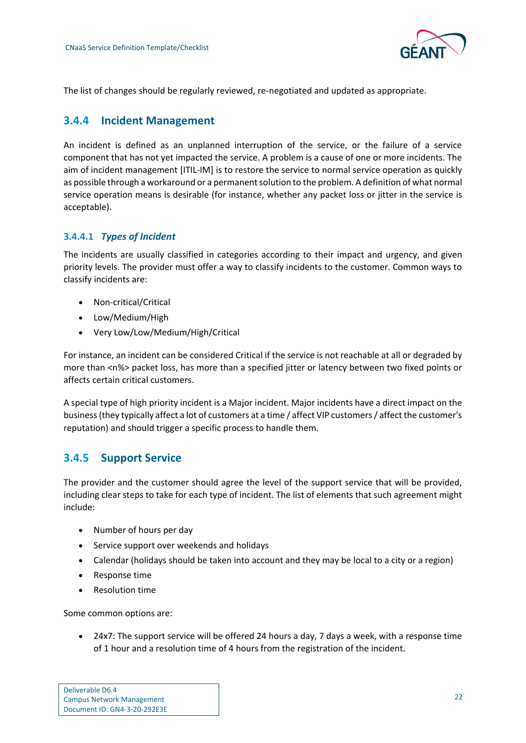The list of changes should be regularly reviewed, re-negotiated and updated as appropriate.

### 3.4.4 Incident Management

An incident is defined as an unplanned interruption of the service, or the failure of a service component that has not yet impacted the service. A problem is a cause of one or more incidents. The aim of incident management [ITIL-IM] is to restore the service to normal service operation as quickly as possible through a workaround or a permanent solution to the problem. A definition of what normal service operation means is desirable (for instance, whether any packet loss or jitter in the service is acceptable).

#### 3.4.4.1 *Types of Incident*

The incidents are usually classified in categories according to their impact and urgency, and given priority levels. The provider must offer a way to classify incidents to the customer. Common ways to classify incidents are:

- Non-critical/Critical
- Low/Medium/High
- Very Low/Low/Medium/High/Critical

For instance, an incident can be considered Critical if the service is not reachable at all or degraded by more than <n%> packet loss, has more than a specified jitter or latency between two fixed points or affects certain critical customers.

A special type of high priority incident is a Major incident. Major incidents have a direct impact on the business (they typically affect a lot of customers at a time / affect VIP customers / affect the customer's reputation) and should trigger a specific process to handle them.

### 3.4.5 Support Service

The provider and the customer should agree the level of the support service that will be provided, including clear steps to take for each type of incident. The list of elements that such agreement might include:

- Number of hours per day
- Service support over weekends and holidays
- Calendar (holidays should be taken into account and they may be local to a city or a region)
- Response time
- Resolution time

Some common options are:

- 24x7: The support service will be offered 24 hours a day, 7 days a week, with a response time of 1 hour and a resolution time of 4 hours from the registration of the incident.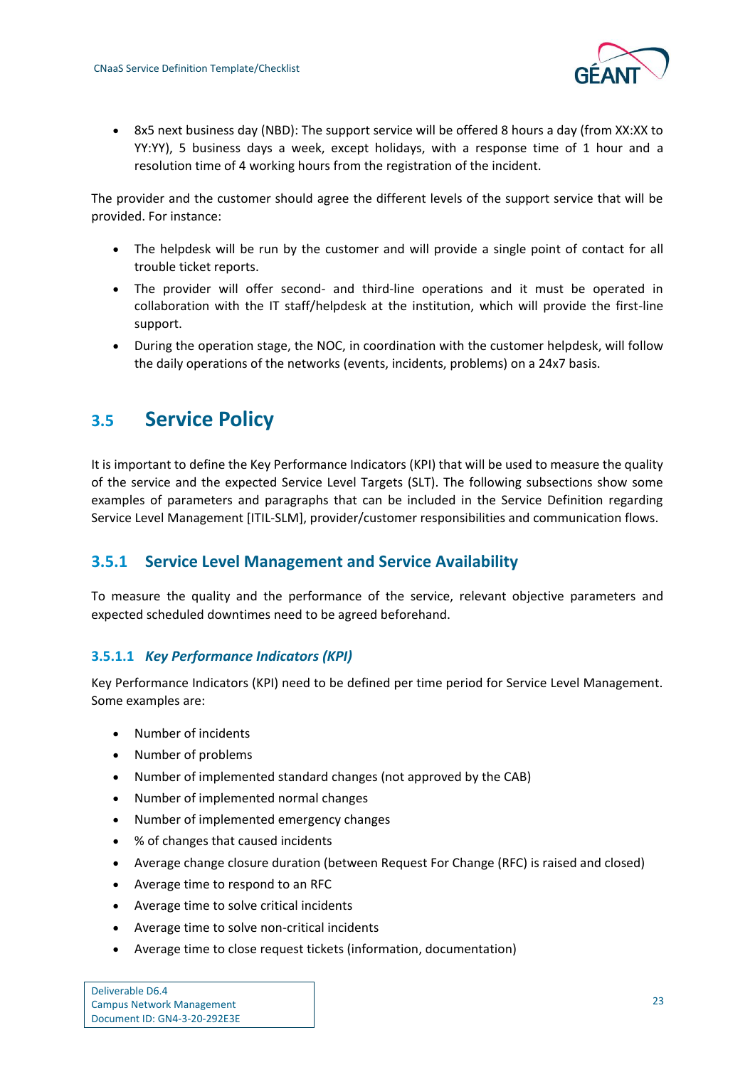- 8x5 next business day (NBD): The support service will be offered 8 hours a day (from XX:XX to YY:YY), 5 business days a week, except holidays, with a response time of 1 hour and a resolution time of 4 working hours from the registration of the incident.

The provider and the customer should agree the different levels of the support service that will be provided. For instance:

- The helpdesk will be run by the customer and will provide a single point of contact for all trouble ticket reports.
- The provider will offer second- and third-line operations and it must be operated in collaboration with the IT staff/helpdesk at the institution, which will provide the first-line support.
- During the operation stage, the NOC, in coordination with the customer helpdesk, will follow the daily operations of the networks (events, incidents, problems) on a 24x7 basis.

## 3.5 Service Policy

It is important to define the Key Performance Indicators (KPI) that will be used to measure the quality of the service and the expected Service Level Targets (SLT). The following subsections show some examples of parameters and paragraphs that can be included in the Service Definition regarding Service Level Management [ITIL-SLM], provider/customer responsibilities and communication flows.

### 3.5.1 Service Level Management and Service Availability

To measure the quality and the performance of the service, relevant objective parameters and expected scheduled downtimes need to be agreed beforehand.

#### 3.5.1.1 *Key Performance Indicators (KPI)*

Key Performance Indicators (KPI) need to be defined per time period for Service Level Management. Some examples are:

- Number of incidents
- Number of problems
- Number of implemented standard changes (not approved by the CAB)
- Number of implemented normal changes
- Number of implemented emergency changes
- % of changes that caused incidents
- Average change closure duration (between Request For Change (RFC) is raised and closed)
- Average time to respond to an RFC
- Average time to solve critical incidents
- Average time to solve non-critical incidents
- Average time to close request tickets (information, documentation)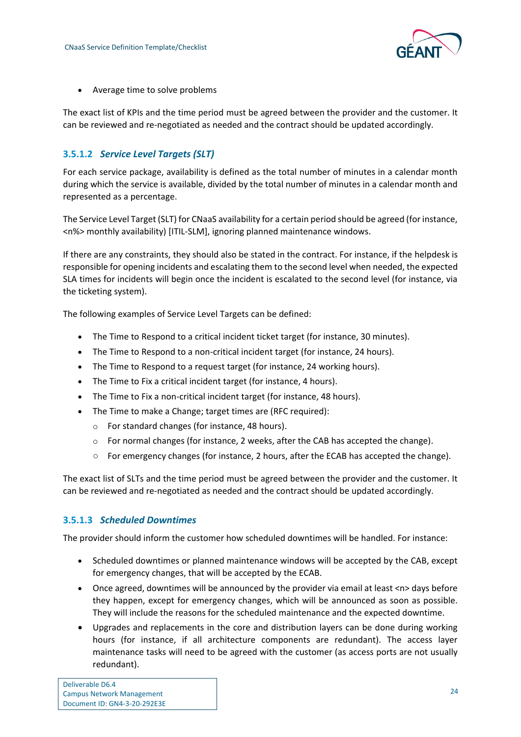- Average time to solve problems

The exact list of KPIs and the time period must be agreed between the provider and the customer. It can be reviewed and re-negotiated as needed and the contract should be updated accordingly.

#### 3.5.1.2 *Service Level Targets (SLT)*

For each service package, availability is defined as the total number of minutes in a calendar month during which the service is available, divided by the total number of minutes in a calendar month and represented as a percentage.

The Service Level Target (SLT) for CNaaS availability for a certain period should be agreed (for instance, <n%> monthly availability) [ITIL-SLM], ignoring planned maintenance windows.

If there are any constraints, they should also be stated in the contract. For instance, if the helpdesk is responsible for opening incidents and escalating them to the second level when needed, the expected SLA times for incidents will begin once the incident is escalated to the second level (for instance, via the ticketing system).

The following examples of Service Level Targets can be defined:

- The Time to Respond to a critical incident ticket target (for instance, 30 minutes).
- The Time to Respond to a non-critical incident target (for instance, 24 hours).
- The Time to Respond to a request target (for instance, 24 working hours).
- The Time to Fix a critical incident target (for instance, 4 hours).
- The Time to Fix a non-critical incident target (for instance, 48 hours).
- The Time to make a Change; target times are (RFC required):
  - For standard changes (for instance, 48 hours).
  - For normal changes (for instance, 2 weeks, after the CAB has accepted the change).
  - For emergency changes (for instance, 2 hours, after the ECAB has accepted the change).

The exact list of SLTs and the time period must be agreed between the provider and the customer. It can be reviewed and re-negotiated as needed and the contract should be updated accordingly.

#### 3.5.1.3 *Scheduled Downtimes*

The provider should inform the customer how scheduled downtimes will be handled. For instance:

- Scheduled downtimes or planned maintenance windows will be accepted by the CAB, except for emergency changes, that will be accepted by the ECAB.
- Once agreed, downtimes will be announced by the provider via email at least <n> days before they happen, except for emergency changes, which will be announced as soon as possible. They will include the reasons for the scheduled maintenance and the expected downtime.
- Upgrades and replacements in the core and distribution layers can be done during working hours (for instance, if all architecture components are redundant). The access layer maintenance tasks will need to be agreed with the customer (as access ports are not usually redundant).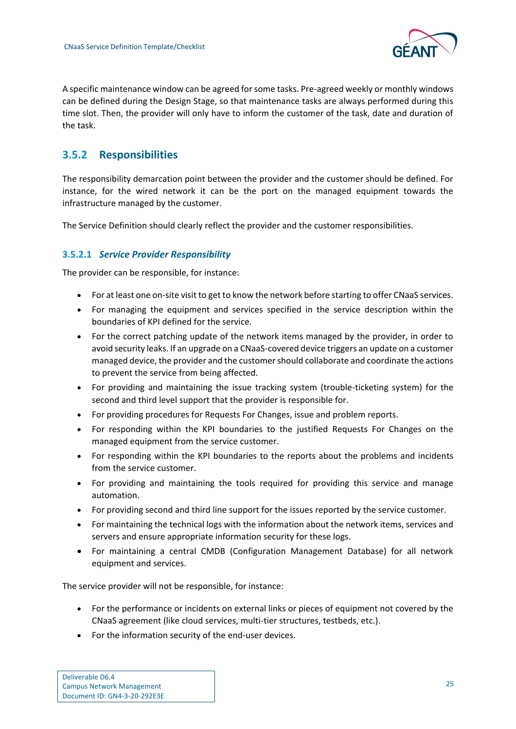A specific maintenance window can be agreed for some tasks. Pre-agreed weekly or monthly windows can be defined during the Design Stage, so that maintenance tasks are always performed during this time slot. Then, the provider will only have to inform the customer of the task, date and duration of the task.

### 3.5.2 Responsibilities

The responsibility demarcation point between the provider and the customer should be defined. For instance, for the wired network it can be the port on the managed equipment towards the infrastructure managed by the customer.

The Service Definition should clearly reflect the provider and the customer responsibilities.

#### 3.5.2.1 *Service Provider Responsibility*

The provider can be responsible, for instance:

- For at least one on-site visit to get to know the network before starting to offer CNaaS services.
- For managing the equipment and services specified in the service description within the boundaries of KPI defined for the service.
- For the correct patching update of the network items managed by the provider, in order to avoid security leaks. If an upgrade on a CNaaS-covered device triggers an update on a customer managed device, the provider and the customer should collaborate and coordinate the actions to prevent the service from being affected.
- For providing and maintaining the issue tracking system (trouble-ticketing system) for the second and third level support that the provider is responsible for.
- For providing procedures for Requests For Changes, issue and problem reports.
- For responding within the KPI boundaries to the justified Requests For Changes on the managed equipment from the service customer.
- For responding within the KPI boundaries to the reports about the problems and incidents from the service customer.
- For providing and maintaining the tools required for providing this service and manage automation.
- For providing second and third line support for the issues reported by the service customer.
- For maintaining the technical logs with the information about the network items, services and servers and ensure appropriate information security for these logs.
- For maintaining a central CMDB (Configuration Management Database) for all network equipment and services.

The service provider will not be responsible, for instance:

- For the performance or incidents on external links or pieces of equipment not covered by the CNaaS agreement (like cloud services, multi-tier structures, testbeds, etc.).
- For the information security of the end-user devices.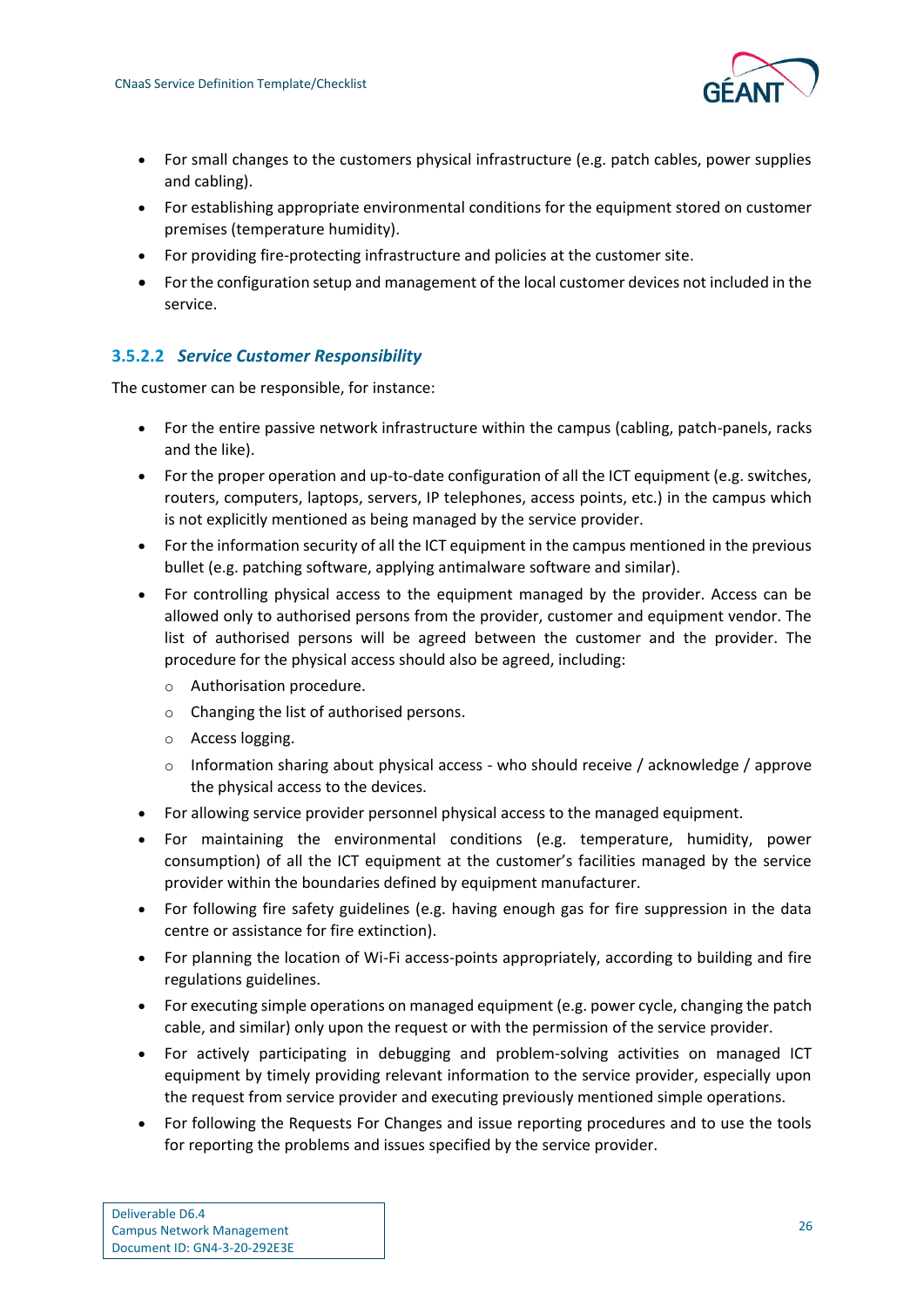- For small changes to the customers physical infrastructure (e.g. patch cables, power supplies and cabling).
- For establishing appropriate environmental conditions for the equipment stored on customer premises (temperature humidity).
- For providing fire-protecting infrastructure and policies at the customer site.
- For the configuration setup and management of the local customer devices not included in the service.

#### 3.5.2.2 *Service Customer Responsibility*

The customer can be responsible, for instance:

- For the entire passive network infrastructure within the campus (cabling, patch-panels, racks and the like).
- For the proper operation and up-to-date configuration of all the ICT equipment (e.g. switches, routers, computers, laptops, servers, IP telephones, access points, etc.) in the campus which is not explicitly mentioned as being managed by the service provider.
- For the information security of all the ICT equipment in the campus mentioned in the previous bullet (e.g. patching software, applying antimalware software and similar).
- For controlling physical access to the equipment managed by the provider. Access can be allowed only to authorised persons from the provider, customer and equipment vendor. The list of authorised persons will be agreed between the customer and the provider. The procedure for the physical access should also be agreed, including:
    - Authorisation procedure.
    - Changing the list of authorised persons.
    - Access logging.
    - Information sharing about physical access - who should receive / acknowledge / approve the physical access to the devices.
- For allowing service provider personnel physical access to the managed equipment.
- For maintaining the environmental conditions (e.g. temperature, humidity, power consumption) of all the ICT equipment at the customer's facilities managed by the service provider within the boundaries defined by equipment manufacturer.
- For following fire safety guidelines (e.g. having enough gas for fire suppression in the data centre or assistance for fire extinction).
- For planning the location of Wi-Fi access-points appropriately, according to building and fire regulations guidelines.
- For executing simple operations on managed equipment (e.g. power cycle, changing the patch cable, and similar) only upon the request or with the permission of the service provider.
- For actively participating in debugging and problem-solving activities on managed ICT equipment by timely providing relevant information to the service provider, especially upon the request from service provider and executing previously mentioned simple operations.
- For following the Requests For Changes and issue reporting procedures and to use the tools for reporting the problems and issues specified by the service provider.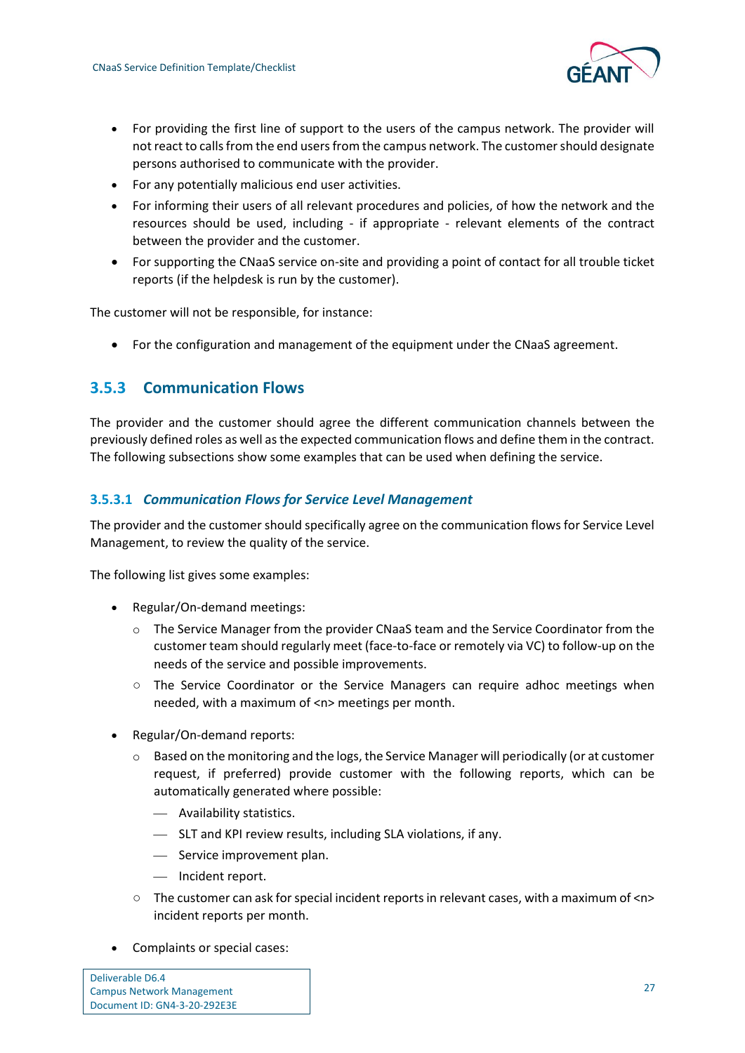- For providing the first line of support to the users of the campus network. The provider will not react to calls from the end users from the campus network. The customer should designate persons authorised to communicate with the provider.
- For any potentially malicious end user activities.
- For informing their users of all relevant procedures and policies, of how the network and the resources should be used, including - if appropriate - relevant elements of the contract between the provider and the customer.
- For supporting the CNaaS service on-site and providing a point of contact for all trouble ticket reports (if the helpdesk is run by the customer).

The customer will not be responsible, for instance:

- For the configuration and management of the equipment under the CNaaS agreement.

### 3.5.3 Communication Flows

The provider and the customer should agree the different communication channels between the previously defined roles as well as the expected communication flows and define them in the contract. The following subsections show some examples that can be used when defining the service.

#### 3.5.3.1 *Communication Flows for Service Level Management*

The provider and the customer should specifically agree on the communication flows for Service Level Management, to review the quality of the service.

The following list gives some examples:

- Regular/On-demand meetings:
  - The Service Manager from the provider CNaaS team and the Service Coordinator from the customer team should regularly meet (face-to-face or remotely via VC) to follow-up on the needs of the service and possible improvements.
  - The Service Coordinator or the Service Managers can require adhoc meetings when needed, with a maximum of <n> meetings per month.
- Regular/On-demand reports:
  - Based on the monitoring and the logs, the Service Manager will periodically (or at customer request, if preferred) provide customer with the following reports, which can be automatically generated where possible:
    - Availability statistics.
    - SLT and KPI review results, including SLA violations, if any.
    - Service improvement plan.
    - Incident report.
  - The customer can ask for special incident reports in relevant cases, with a maximum of <n> incident reports per month.
- Complaints or special cases: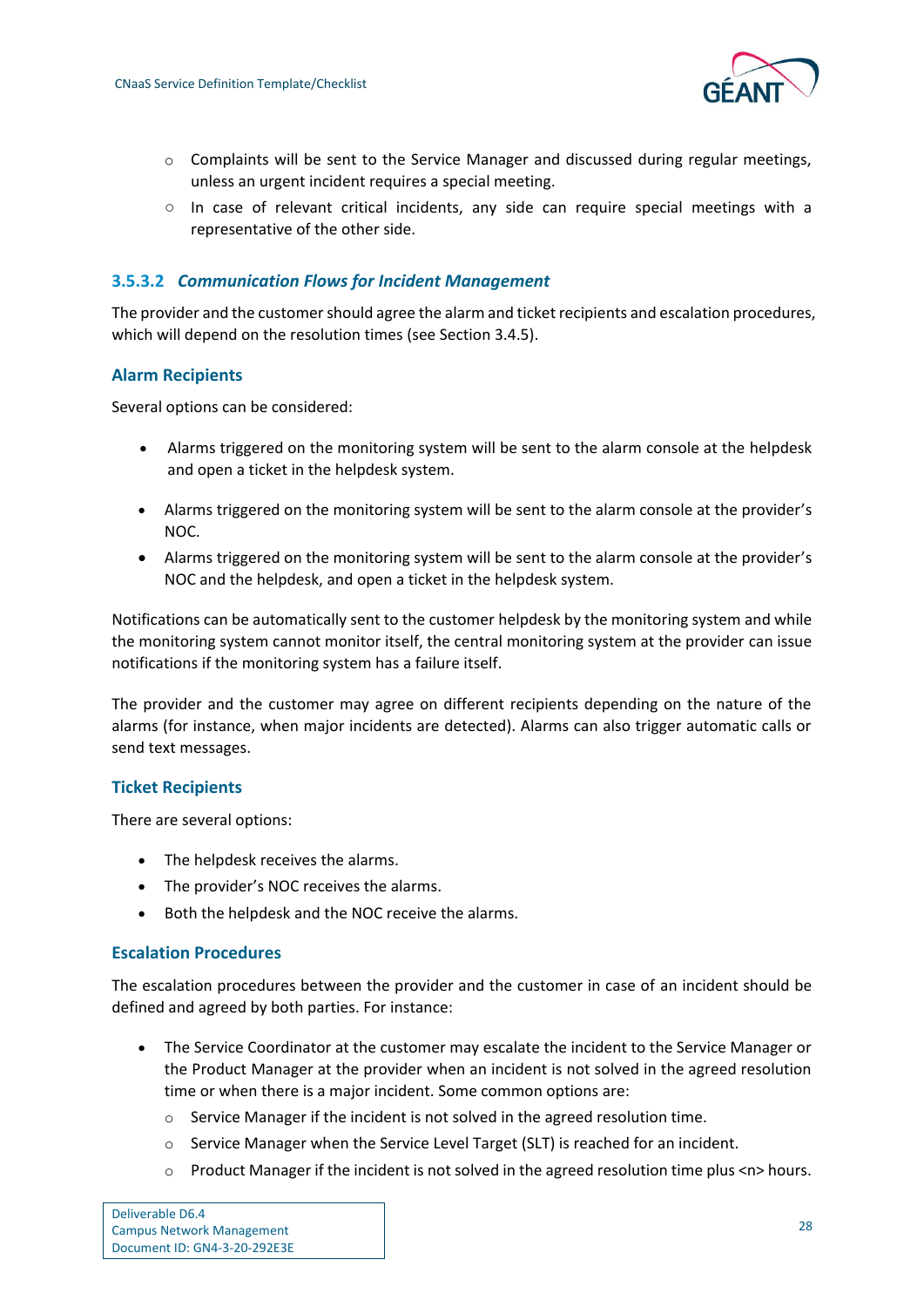- Complaints will be sent to the Service Manager and discussed during regular meetings, unless an urgent incident requires a special meeting.
- In case of relevant critical incidents, any side can require special meetings with a representative of the other side.

#### 3.5.3.2 *Communication Flows for Incident Management*

The provider and the customer should agree the alarm and ticket recipients and escalation procedures, which will depend on the resolution times (see Section 3.4.5).

##### Alarm Recipients

Several options can be considered:

- Alarms triggered on the monitoring system will be sent to the alarm console at the helpdesk and open a ticket in the helpdesk system.
- Alarms triggered on the monitoring system will be sent to the alarm console at the provider's NOC.
- Alarms triggered on the monitoring system will be sent to the alarm console at the provider's NOC and the helpdesk, and open a ticket in the helpdesk system.

Notifications can be automatically sent to the customer helpdesk by the monitoring system and while the monitoring system cannot monitor itself, the central monitoring system at the provider can issue notifications if the monitoring system has a failure itself.

The provider and the customer may agree on different recipients depending on the nature of the alarms (for instance, when major incidents are detected). Alarms can also trigger automatic calls or send text messages.

##### Ticket Recipients

There are several options:

- The helpdesk receives the alarms.
- The provider's NOC receives the alarms.
- Both the helpdesk and the NOC receive the alarms.

##### Escalation Procedures

The escalation procedures between the provider and the customer in case of an incident should be defined and agreed by both parties. For instance:

- The Service Coordinator at the customer may escalate the incident to the Service Manager or the Product Manager at the provider when an incident is not solved in the agreed resolution time or when there is a major incident. Some common options are:
  - Service Manager if the incident is not solved in the agreed resolution time.
  - Service Manager when the Service Level Target (SLT) is reached for an incident.
  - Product Manager if the incident is not solved in the agreed resolution time plus <n> hours.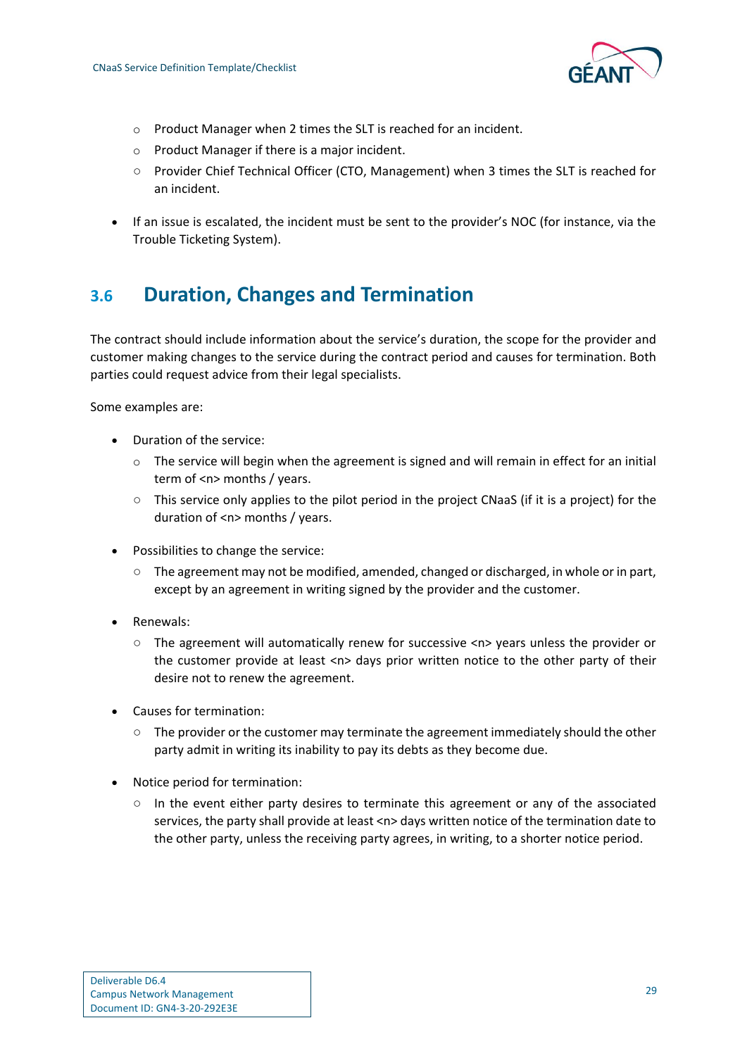- Product Manager when 2 times the SLT is reached for an incident.
  - Product Manager if there is a major incident.
  - Provider Chief Technical Officer (CTO, Management) when 3 times the SLT is reached for an incident.
- If an issue is escalated, the incident must be sent to the provider's NOC (for instance, via the Trouble Ticketing System).

## 3.6 Duration, Changes and Termination

The contract should include information about the service's duration, the scope for the provider and customer making changes to the service during the contract period and causes for termination. Both parties could request advice from their legal specialists.

Some examples are:

- Duration of the service:
  - The service will begin when the agreement is signed and will remain in effect for an initial term of <n> months / years.
  - This service only applies to the pilot period in the project CNaaS (if it is a project) for the duration of <n> months / years.
- Possibilities to change the service:
  - The agreement may not be modified, amended, changed or discharged, in whole or in part, except by an agreement in writing signed by the provider and the customer.
- Renewals:
  - The agreement will automatically renew for successive <n> years unless the provider or the customer provide at least <n> days prior written notice to the other party of their desire not to renew the agreement.
- Causes for termination:
  - The provider or the customer may terminate the agreement immediately should the other party admit in writing its inability to pay its debts as they become due.
- Notice period for termination:
  - In the event either party desires to terminate this agreement or any of the associated services, the party shall provide at least <n> days written notice of the termination date to the other party, unless the receiving party agrees, in writing, to a shorter notice period.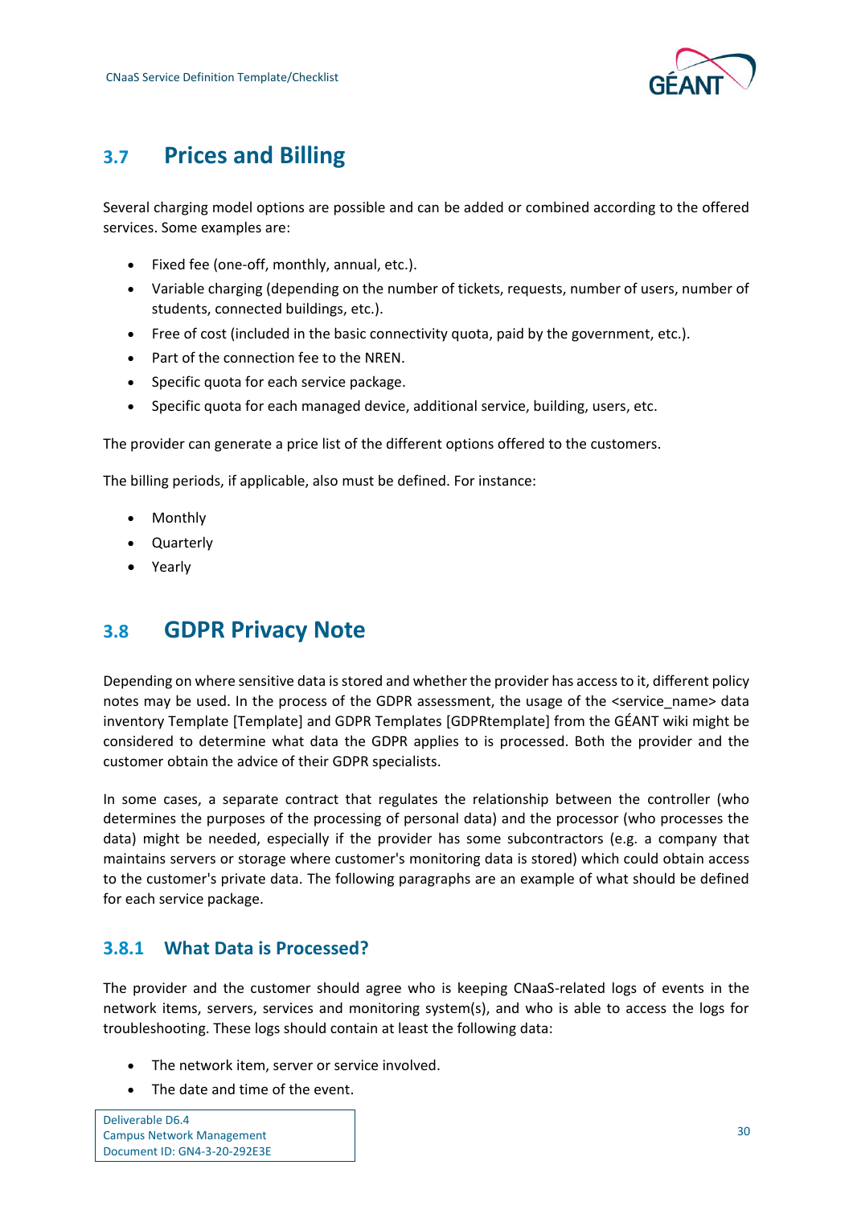## 3.7 Prices and Billing

Several charging model options are possible and can be added or combined according to the offered services. Some examples are:

- Fixed fee (one-off, monthly, annual, etc.).
- Variable charging (depending on the number of tickets, requests, number of users, number of students, connected buildings, etc.).
- Free of cost (included in the basic connectivity quota, paid by the government, etc.).
- Part of the connection fee to the NREN.
- Specific quota for each service package.
- Specific quota for each managed device, additional service, building, users, etc.

The provider can generate a price list of the different options offered to the customers.

The billing periods, if applicable, also must be defined. For instance:

- Monthly
- Quarterly
- Yearly

## 3.8 GDPR Privacy Note

Depending on where sensitive data is stored and whether the provider has access to it, different policy notes may be used. In the process of the GDPR assessment, the usage of the <service_name> data inventory Template [Template] and GDPR Templates [GDPRtemplate] from the GÉANT wiki might be considered to determine what data the GDPR applies to is processed. Both the provider and the customer obtain the advice of their GDPR specialists.

In some cases, a separate contract that regulates the relationship between the controller (who determines the purposes of the processing of personal data) and the processor (who processes the data) might be needed, especially if the provider has some subcontractors (e.g. a company that maintains servers or storage where customer's monitoring data is stored) which could obtain access to the customer's private data. The following paragraphs are an example of what should be defined for each service package.

### 3.8.1 What Data is Processed?

The provider and the customer should agree who is keeping CNaaS-related logs of events in the network items, servers, services and monitoring system(s), and who is able to access the logs for troubleshooting. These logs should contain at least the following data:

- The network item, server or service involved.
- The date and time of the event.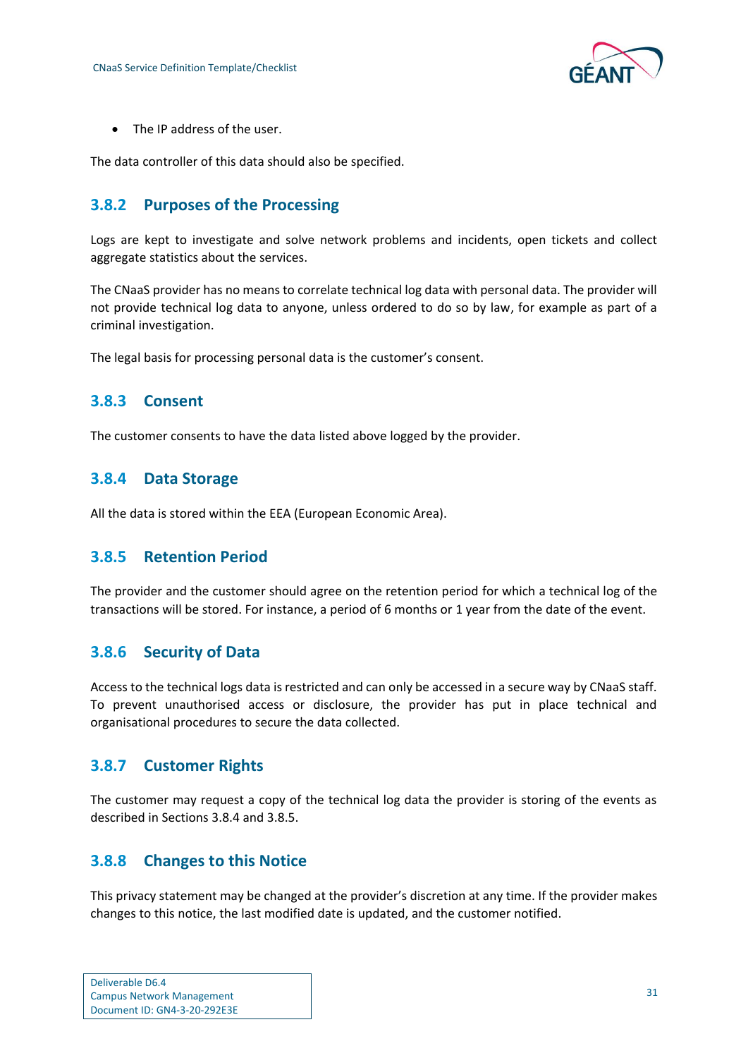- The IP address of the user.

The data controller of this data should also be specified.

### 3.8.2 Purposes of the Processing

Logs are kept to investigate and solve network problems and incidents, open tickets and collect aggregate statistics about the services.

The CNaaS provider has no means to correlate technical log data with personal data. The provider will not provide technical log data to anyone, unless ordered to do so by law, for example as part of a criminal investigation.

The legal basis for processing personal data is the customer's consent.

### 3.8.3 Consent

The customer consents to have the data listed above logged by the provider.

### 3.8.4 Data Storage

All the data is stored within the EEA (European Economic Area).

### 3.8.5 Retention Period

The provider and the customer should agree on the retention period for which a technical log of the transactions will be stored. For instance, a period of 6 months or 1 year from the date of the event.

### 3.8.6 Security of Data

Access to the technical logs data is restricted and can only be accessed in a secure way by CNaaS staff. To prevent unauthorised access or disclosure, the provider has put in place technical and organisational procedures to secure the data collected.

### 3.8.7 Customer Rights

The customer may request a copy of the technical log data the provider is storing of the events as described in Sections 3.8.4 and 3.8.5.

### 3.8.8 Changes to this Notice

This privacy statement may be changed at the provider's discretion at any time. If the provider makes changes to this notice, the last modified date is updated, and the customer notified.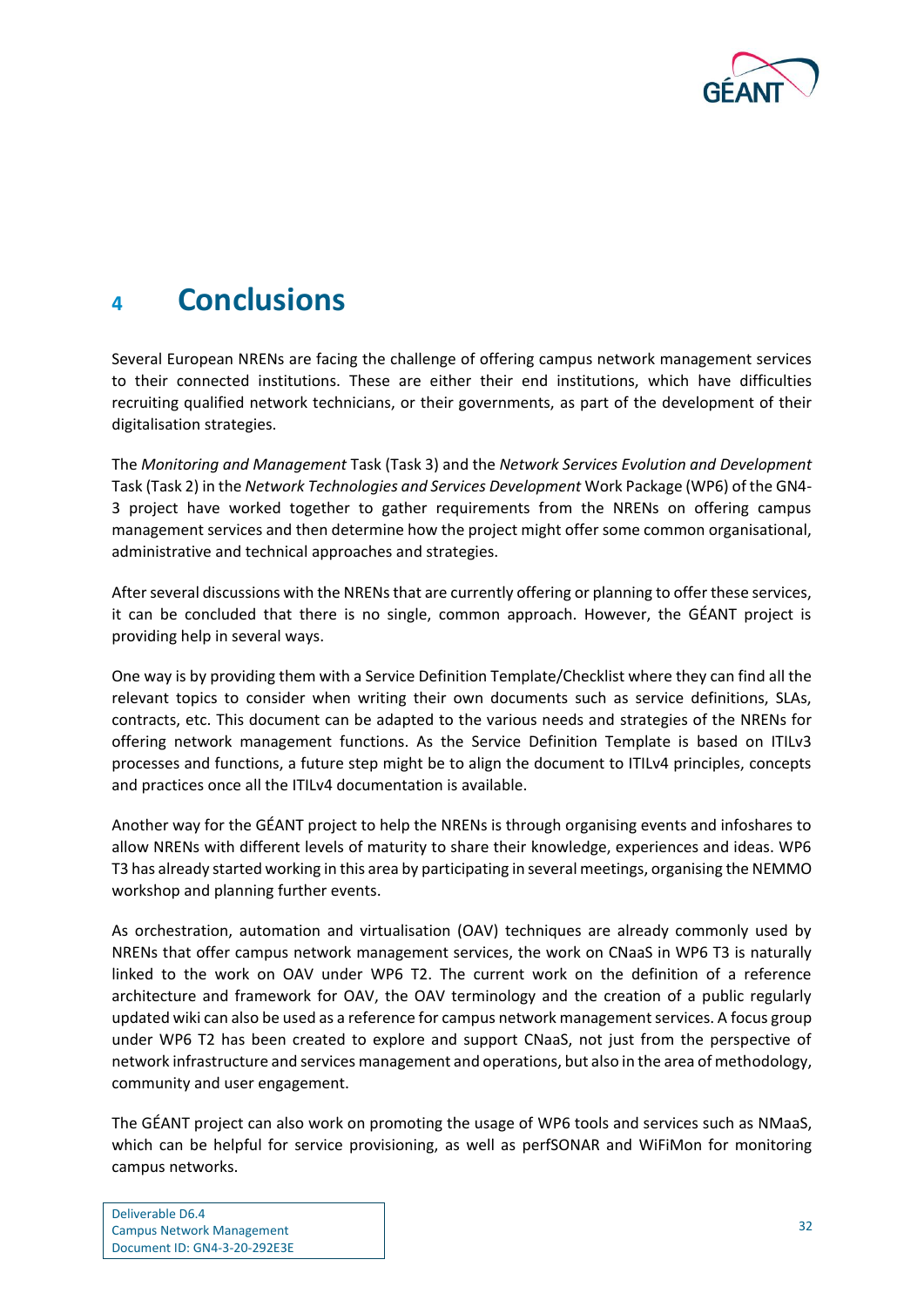# 4 Conclusions

Several European NRENs are facing the challenge of offering campus network management services to their connected institutions. These are either their end institutions, which have difficulties recruiting qualified network technicians, or their governments, as part of the development of their digitalisation strategies.

The *Monitoring and Management* Task (Task 3) and the *Network Services Evolution and Development* Task (Task 2) in the *Network Technologies and Services Development* Work Package (WP6) of the GN4-3 project have worked together to gather requirements from the NRENs on offering campus management services and then determine how the project might offer some common organisational, administrative and technical approaches and strategies.

After several discussions with the NRENs that are currently offering or planning to offer these services, it can be concluded that there is no single, common approach. However, the GÉANT project is providing help in several ways.

One way is by providing them with a Service Definition Template/Checklist where they can find all the relevant topics to consider when writing their own documents such as service definitions, SLAs, contracts, etc. This document can be adapted to the various needs and strategies of the NRENs for offering network management functions. As the Service Definition Template is based on ITILv3 processes and functions, a future step might be to align the document to ITILv4 principles, concepts and practices once all the ITILv4 documentation is available.

Another way for the GÉANT project to help the NRENs is through organising events and infoshares to allow NRENs with different levels of maturity to share their knowledge, experiences and ideas. WP6 T3 has already started working in this area by participating in several meetings, organising the NEMMO workshop and planning further events.

As orchestration, automation and virtualisation (OAV) techniques are already commonly used by NRENs that offer campus network management services, the work on CNaaS in WP6 T3 is naturally linked to the work on OAV under WP6 T2. The current work on the definition of a reference architecture and framework for OAV, the OAV terminology and the creation of a public regularly updated wiki can also be used as a reference for campus network management services. A focus group under WP6 T2 has been created to explore and support CNaaS, not just from the perspective of network infrastructure and services management and operations, but also in the area of methodology, community and user engagement.

The GÉANT project can also work on promoting the usage of WP6 tools and services such as NMaaS, which can be helpful for service provisioning, as well as perfSONAR and WiFiMon for monitoring campus networks.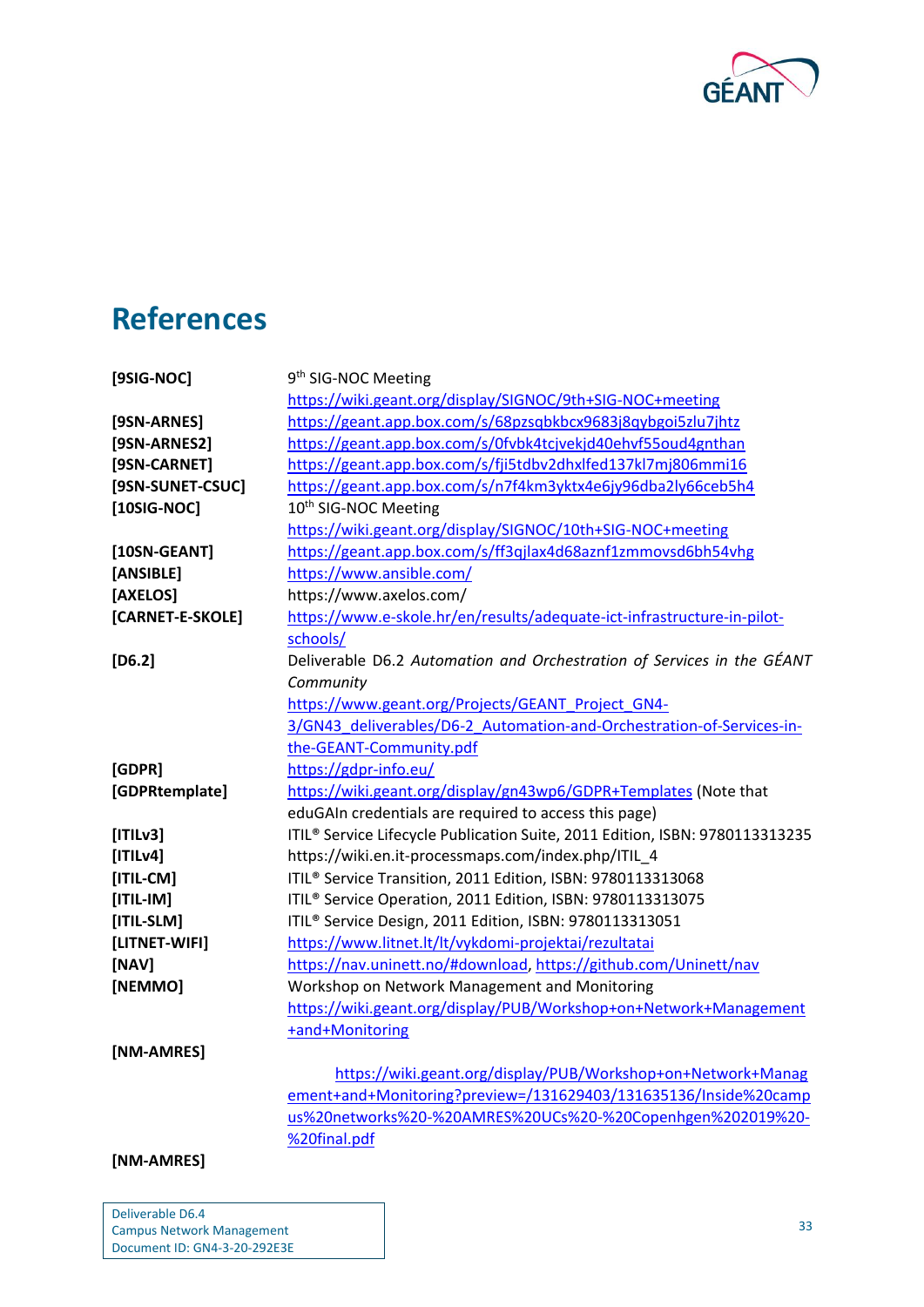# References

| | |
|---|---|
| **[9SIG-NOC]** | 9th SIG-NOC Meeting https://wiki.geant.org/display/SIGNOC/9th+SIG-NOC+meeting |
| **[9SN-ARNES]** | https://geant.app.box.com/s/68pzsqbkbcx9683j8qybgoi5zlu7jhtz |
| **[9SN-ARNES2]** | https://geant.app.box.com/s/0fvbk4tcjvekjd40ehvf55oud4gnthan |
| **[9SN-CARNET]** | https://geant.app.box.com/s/fji5tdbv2dhxlfed137kl7mj806mmi16 |
| **[9SN-SUNET-CSUC]** | https://geant.app.box.com/s/n7f4km3yktx4e6jy96dba2ly66ceb5h4 |
| **[10SIG-NOC]** | 10th SIG-NOC Meeting https://wiki.geant.org/display/SIGNOC/10th+SIG-NOC+meeting |
| **[10SN-GEANT]** | https://geant.app.box.com/s/ff3qjlax4d68aznf1zmmovsd6bh54vhg |
| **[ANSIBLE]** | https://www.ansible.com/ |
| **[AXELOS]** | https://www.axelos.com/ |
| **[CARNET-E-SKOLE]** | https://www.e-skole.hr/en/results/adequate-ict-infrastructure-in-pilot-schools/ |
| **[D6.2]** | Deliverable D6.2 *Automation and Orchestration of Services in the GÉANT Community* https://www.geant.org/Projects/GEANT_Project_GN4-3/GN43_deliverables/D6-2_Automation-and-Orchestration-of-Services-in-the-GEANT-Community.pdf |
| **[GDPR]** | https://gdpr-info.eu/ |
| **[GDPRtemplate]** | https://wiki.geant.org/display/gn43wp6/GDPR+Templates (Note that eduGAIn credentials are required to access this page) |
| **[ITILv3]** | ITIL® Service Lifecycle Publication Suite, 2011 Edition, ISBN: 9780113313235 |
| **[ITILv4]** | https://wiki.en.it-processmaps.com/index.php/ITIL_4 |
| **[ITIL-CM]** | ITIL® Service Transition, 2011 Edition, ISBN: 9780113313068 |
| **[ITIL-IM]** | ITIL® Service Operation, 2011 Edition, ISBN: 9780113313075 |
| **[ITIL-SLM]** | ITIL® Service Design, 2011 Edition, ISBN: 9780113313051 |
| **[LITNET-WIFI]** | https://www.litnet.lt/lt/vykdomi-projektai/rezultatai |
| **[NAV]** | https://nav.uninett.no/#download, https://github.com/Uninett/nav |
| **[NEMMO]** | Workshop on Network Management and Monitoring https://wiki.geant.org/display/PUB/Workshop+on+Network+Management+and+Monitoring |
| **[NM-AMRES]** | https://wiki.geant.org/display/PUB/Workshop+on+Network+Management+and+Monitoring?preview=/131629403/131635136/Inside%20campus%20networks%20-%20AMRES%20UCs%20-%20Copenhgen%202019%20-%20final.pdf |
| **[NM-AMRES]** | |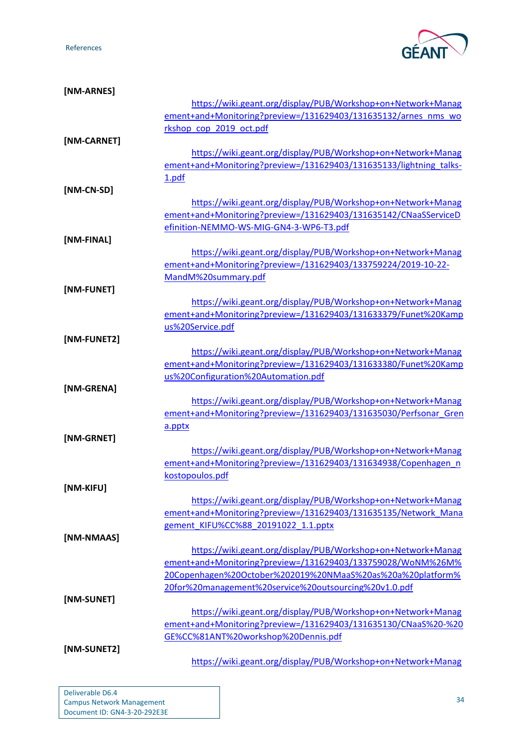**[NM-ARNES]**

https://wiki.geant.org/display/PUB/Workshop+on+Network+Management+and+Monitoring?preview=/131629403/131635132/arnes_nms_workshop_cop_2019_oct.pdf

**[NM-CARNET]**

https://wiki.geant.org/display/PUB/Workshop+on+Network+Management+and+Monitoring?preview=/131629403/131635133/lightning_talks-1.pdf

**[NM-CN-SD]**

https://wiki.geant.org/display/PUB/Workshop+on+Network+Management+and+Monitoring?preview=/131629403/131635142/CNaaSServiceDefinition-NEMMO-WS-MIG-GN4-3-WP6-T3.pdf

**[NM-FINAL]**

https://wiki.geant.org/display/PUB/Workshop+on+Network+Management+and+Monitoring?preview=/131629403/133759224/2019-10-22-MandM%20summary.pdf

**[NM-FUNET]**

https://wiki.geant.org/display/PUB/Workshop+on+Network+Management+and+Monitoring?preview=/131629403/131633379/Funet%20Kampus%20Service.pdf

**[NM-FUNET2]**

https://wiki.geant.org/display/PUB/Workshop+on+Network+Management+and+Monitoring?preview=/131629403/131633380/Funet%20Kampus%20Configuration%20Automation.pdf

**[NM-GRENA]**

https://wiki.geant.org/display/PUB/Workshop+on+Network+Management+and+Monitoring?preview=/131629403/131635030/Perfsonar_Grena.pptx

**[NM-GRNET]**

https://wiki.geant.org/display/PUB/Workshop+on+Network+Management+and+Monitoring?preview=/131629403/131634938/Copenhagen_nkostopoulos.pdf

**[NM-KIFU]**

https://wiki.geant.org/display/PUB/Workshop+on+Network+Management+and+Monitoring?preview=/131629403/131635135/Network_Management_KIFU%CC%88_20191022_1.1.pptx

**[NM-NMAAS]**

https://wiki.geant.org/display/PUB/Workshop+on+Network+Management+and+Monitoring?preview=/131629403/133759028/WoNM%26M%20Copenhagen%20October%202019%20NMaaS%20as%20a%20platform%20for%20management%20service%20outsourcing%20v1.0.pdf

**[NM-SUNET]**

https://wiki.geant.org/display/PUB/Workshop+on+Network+Management+and+Monitoring?preview=/131629403/131635130/CNaaS%20-%20GE%CC%81ANT%20workshop%20Dennis.pdf

**[NM-SUNET2]**

https://wiki.geant.org/display/PUB/Workshop+on+Network+Manag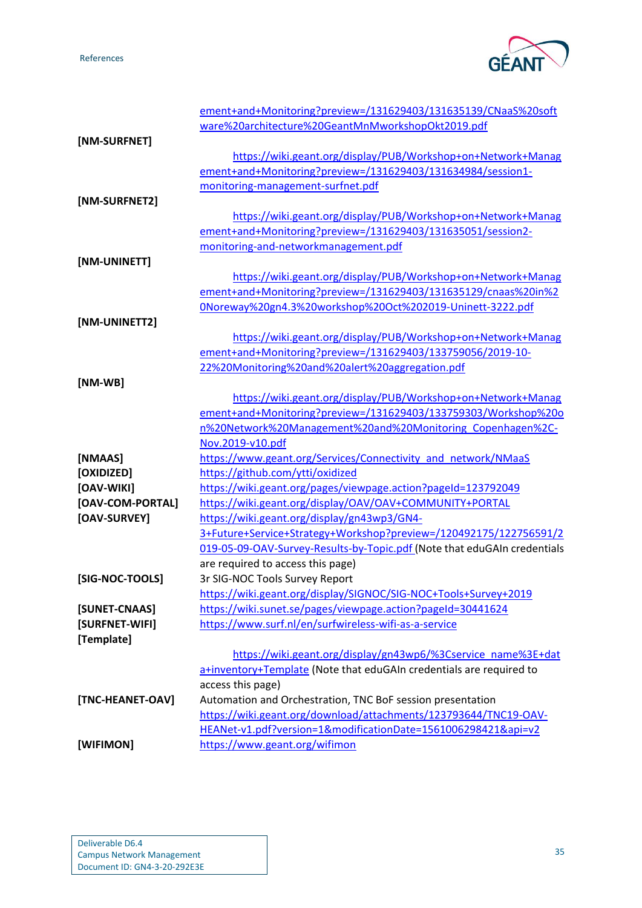ement+and+Monitoring?preview=/131629403/131635139/CNaaS%20software%20architecture%20GeantMnMworkshopOkt2019.pdf

**[NM-SURFNET]**
https://wiki.geant.org/display/PUB/Workshop+on+Network+Management+and+Monitoring?preview=/131629403/131634984/session1-monitoring-management-surfnet.pdf

**[NM-SURFNET2]**
https://wiki.geant.org/display/PUB/Workshop+on+Network+Management+and+Monitoring?preview=/131629403/131635051/session2-monitoring-and-networkmanagement.pdf

**[NM-UNINETT]**
https://wiki.geant.org/display/PUB/Workshop+on+Network+Management+and+Monitoring?preview=/131629403/131635129/cnaas%20in%20Noreway%20gn4.3%20workshop%20Oct%202019-Uninett-3222.pdf

**[NM-UNINETT2]**
https://wiki.geant.org/display/PUB/Workshop+on+Network+Management+and+Monitoring?preview=/131629403/133759056/2019-10-22%20Monitoring%20and%20alert%20aggregation.pdf

**[NM-WB]**
https://wiki.geant.org/display/PUB/Workshop+on+Network+Management+and+Monitoring?preview=/131629403/133759303/Workshop%20on%20Network%20Management%20and%20Monitoring_Copenhagen%2C-Nov.2019-v10.pdf

**[NMAAS]** https://www.geant.org/Services/Connectivity_and_network/NMaaS

**[OXIDIZED]** https://github.com/ytti/oxidized

**[OAV-WIKI]** https://wiki.geant.org/pages/viewpage.action?pageId=123792049

**[OAV-COM-PORTAL]** https://wiki.geant.org/display/OAV/OAV+COMMUNITY+PORTAL

**[OAV-SURVEY]** https://wiki.geant.org/display/gn43wp3/GN4-3+Future+Service+Strategy+Workshop?preview=/120492175/122756591/2019-05-09-OAV-Survey-Results-by-Topic.pdf (Note that eduGAIn credentials are required to access this page)

**[SIG-NOC-TOOLS]** 3r SIG-NOC Tools Survey Report
https://wiki.geant.org/display/SIGNOC/SIG-NOC+Tools+Survey+2019

**[SUNET-CNAAS]** https://wiki.sunet.se/pages/viewpage.action?pageId=30441624

**[SURFNET-WIFI]** https://www.surf.nl/en/surfwireless-wifi-as-a-service

**[Template]**
https://wiki.geant.org/display/gn43wp6/%3Cservice_name%3E+data+inventory+Template (Note that eduGAIn credentials are required to access this page)

**[TNC-HEANET-OAV]** Automation and Orchestration, TNC BoF session presentation
https://wiki.geant.org/download/attachments/123793644/TNC19-OAV-HEANet-v1.pdf?version=1&modificationDate=1561006298421&api=v2

**[WIFIMON]** https://www.geant.org/wifimon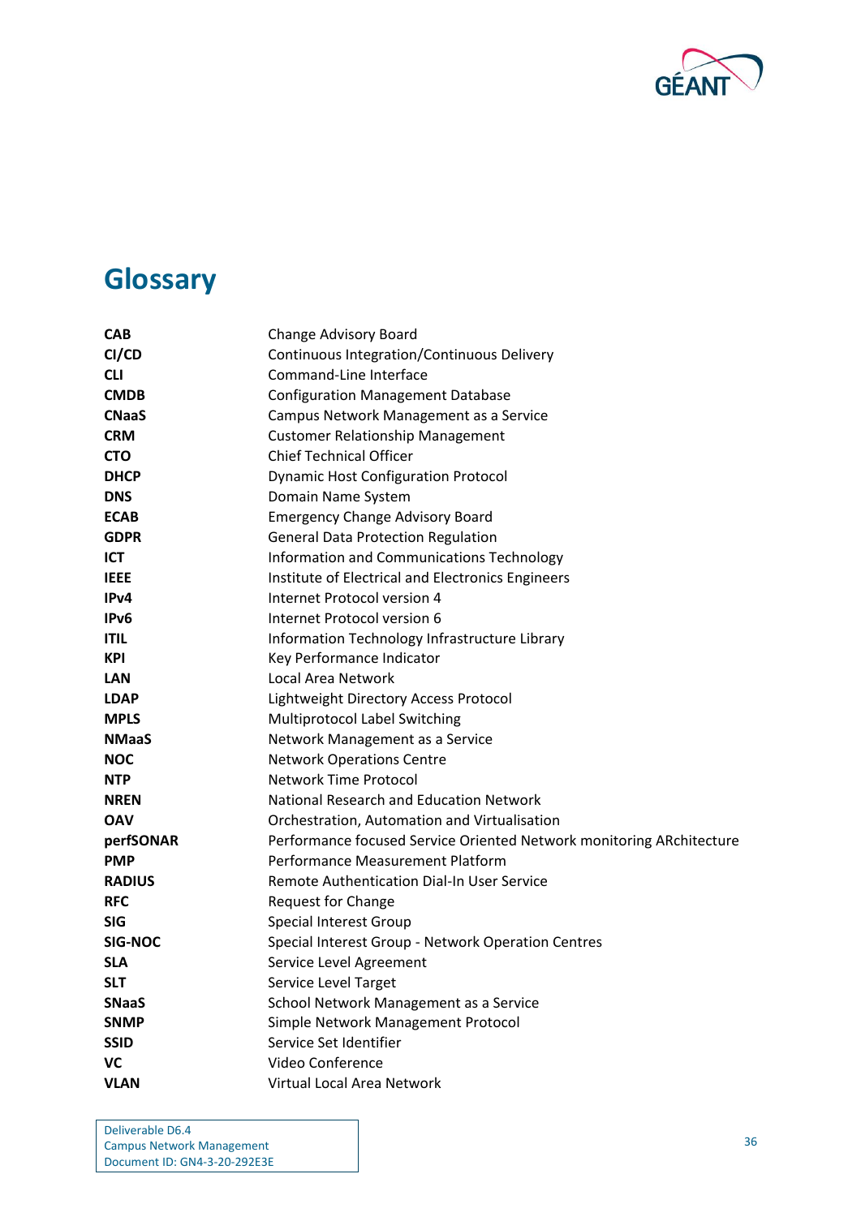# Glossary

| | |
|---|---|
| **CAB** | Change Advisory Board |
| **CI/CD** | Continuous Integration/Continuous Delivery |
| **CLI** | Command-Line Interface |
| **CMDB** | Configuration Management Database |
| **CNaaS** | Campus Network Management as a Service |
| **CRM** | Customer Relationship Management |
| **CTO** | Chief Technical Officer |
| **DHCP** | Dynamic Host Configuration Protocol |
| **DNS** | Domain Name System |
| **ECAB** | Emergency Change Advisory Board |
| **GDPR** | General Data Protection Regulation |
| **ICT** | Information and Communications Technology |
| **IEEE** | Institute of Electrical and Electronics Engineers |
| **IPv4** | Internet Protocol version 4 |
| **IPv6** | Internet Protocol version 6 |
| **ITIL** | Information Technology Infrastructure Library |
| **KPI** | Key Performance Indicator |
| **LAN** | Local Area Network |
| **LDAP** | Lightweight Directory Access Protocol |
| **MPLS** | Multiprotocol Label Switching |
| **NMaaS** | Network Management as a Service |
| **NOC** | Network Operations Centre |
| **NTP** | Network Time Protocol |
| **NREN** | National Research and Education Network |
| **OAV** | Orchestration, Automation and Virtualisation |
| **perfSONAR** | Performance focused Service Oriented Network monitoring ARchitecture |
| **PMP** | Performance Measurement Platform |
| **RADIUS** | Remote Authentication Dial-In User Service |
| **RFC** | Request for Change |
| **SIG** | Special Interest Group |
| **SIG-NOC** | Special Interest Group - Network Operation Centres |
| **SLA** | Service Level Agreement |
| **SLT** | Service Level Target |
| **SNaaS** | School Network Management as a Service |
| **SNMP** | Simple Network Management Protocol |
| **SSID** | Service Set Identifier |
| **VC** | Video Conference |
| **VLAN** | Virtual Local Area Network |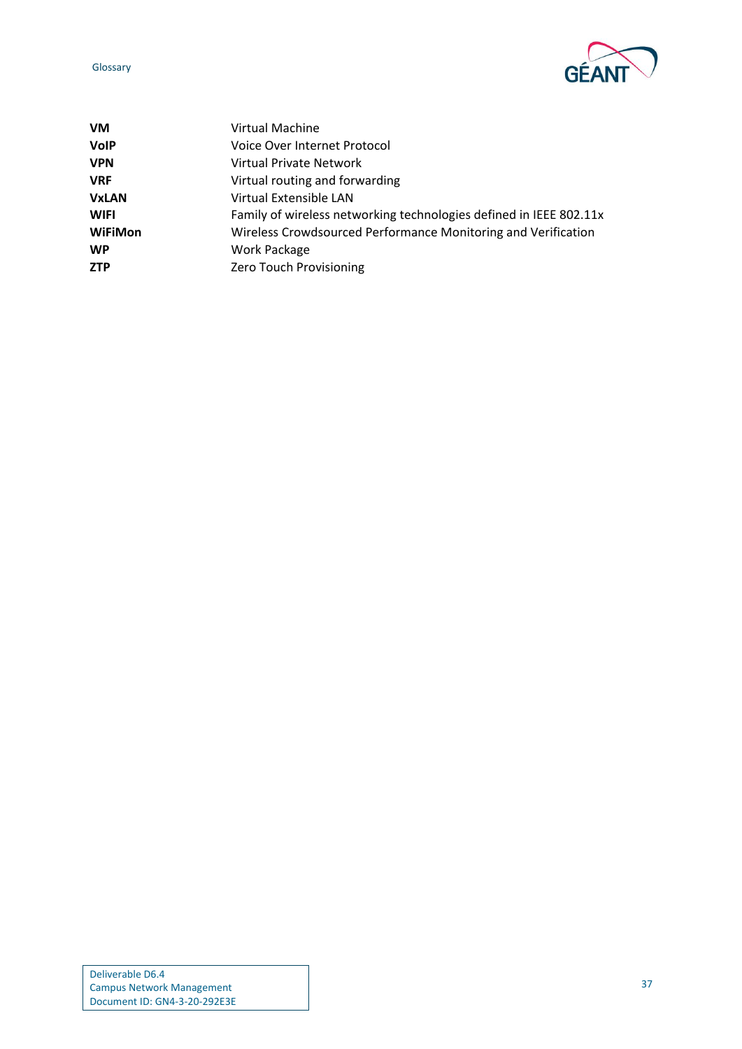| | |
|---|---|
| **VM** | Virtual Machine |
| **VoIP** | Voice Over Internet Protocol |
| **VPN** | Virtual Private Network |
| **VRF** | Virtual routing and forwarding |
| **VxLAN** | Virtual Extensible LAN |
| **WIFI** | Family of wireless networking technologies defined in IEEE 802.11x |
| **WiFiMon** | Wireless Crowdsourced Performance Monitoring and Verification |
| **WP** | Work Package |
| **ZTP** | Zero Touch Provisioning |